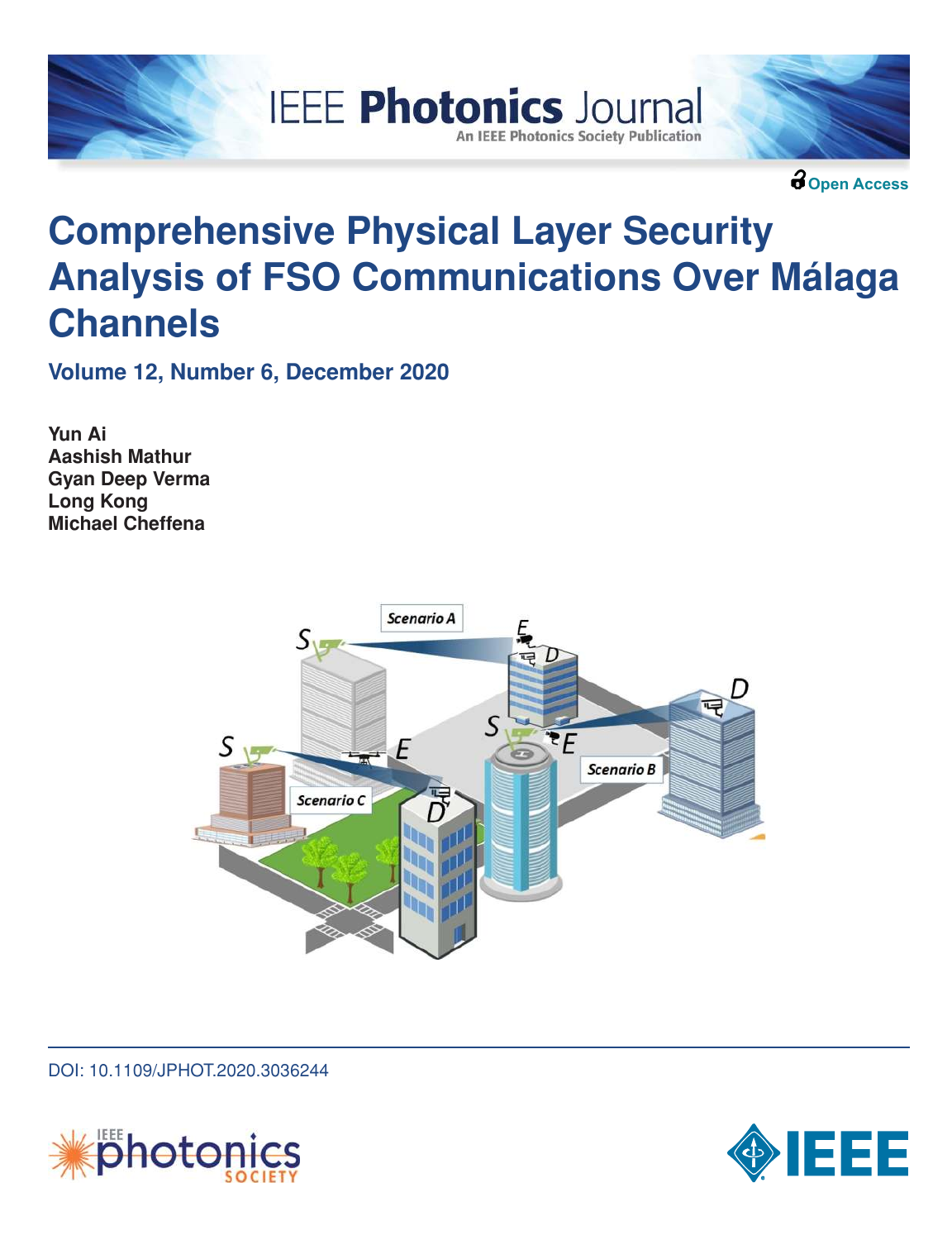IEEE Photonics Journal

An IEEE Photonics Society Publication

Open Access

# Comprehensive Physical Layer Security Analysis of FSO Communications Over Málaga Channels

**Volume 12, Number 6, December 2020**

**Yun Ai**
**Aashish Mathur**
**Gyan Deep Verma**
**Long Kong**
**Michael Cheffena**

DOI: 10.1109/JPHOT.2020.3036244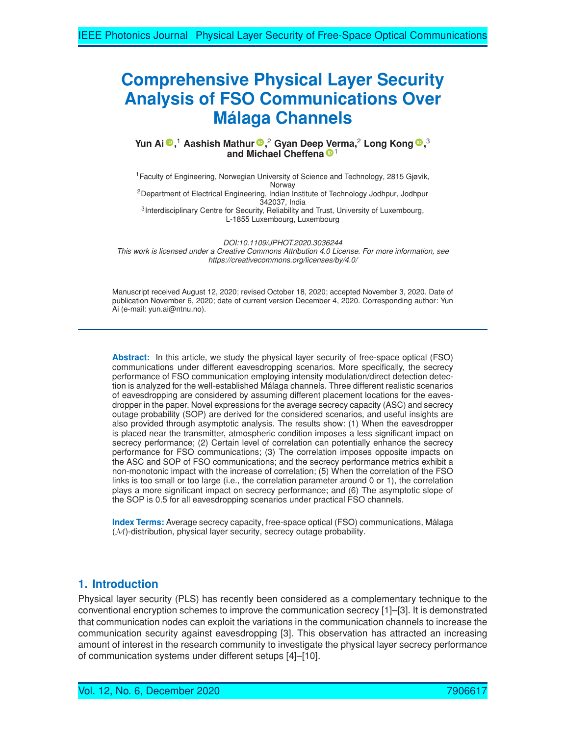# Comprehensive Physical Layer Security Analysis of FSO Communications Over Málaga Channels

**Yun Ai**[1], **Aashish Mathur**[2], **Gyan Deep Verma**[2], **Long Kong**[3], **and Michael Cheffena**[1]

[1]Faculty of Engineering, Norwegian University of Science and Technology, 2815 Gjøvik, Norway

[2]Department of Electrical Engineering, Indian Institute of Technology Jodhpur, Jodhpur 342037, India

[3]Interdisciplinary Centre for Security, Reliability and Trust, University of Luxembourg, L-1855 Luxembourg, Luxembourg

*DOI:10.1109/JPHOT.2020.3036244*

*This work is licensed under a Creative Commons Attribution 4.0 License. For more information, see https://creativecommons.org/licenses/by/4.0/*

Manuscript received August 12, 2020; revised October 18, 2020; accepted November 3, 2020. Date of publication November 6, 2020; date of current version December 4, 2020. Corresponding author: Yun Ai (e-mail: yun.ai@ntnu.no).

**Abstract:** In this article, we study the physical layer security of free-space optical (FSO) communications under different eavesdropping scenarios. More specifically, the secrecy performance of FSO communication employing intensity modulation/direct detection detection is analyzed for the well-established Málaga channels. Three different realistic scenarios of eavesdropping are considered by assuming different placement locations for the eavesdropper in the paper. Novel expressions for the average secrecy capacity (ASC) and secrecy outage probability (SOP) are derived for the considered scenarios, and useful insights are also provided through asymptotic analysis. The results show: (1) When the eavesdropper is placed near the transmitter, atmospheric condition imposes a less significant impact on secrecy performance; (2) Certain level of correlation can potentially enhance the secrecy performance for FSO communications; (3) The correlation imposes opposite impacts on the ASC and SOP of FSO communications; and the secrecy performance metrics exhibit a non-monotonic impact with the increase of correlation; (5) When the correlation of the FSO links is too small or too large (i.e., the correlation parameter around 0 or 1), the correlation plays a more significant impact on secrecy performance; and (6) The asymptotic slope of the SOP is 0.5 for all eavesdropping scenarios under practical FSO channels.

**Index Terms:** Average secrecy capacity, free-space optical (FSO) communications, Málaga ($\mathcal{M}$)-distribution, physical layer security, secrecy outage probability.

## 1. Introduction

Physical layer security (PLS) has recently been considered as a complementary technique to the conventional encryption schemes to improve the communication secrecy [1]–[3]. It is demonstrated that communication nodes can exploit the variations in the communication channels to increase the communication security against eavesdropping [3]. This observation has attracted an increasing amount of interest in the research community to investigate the physical layer secrecy performance of communication systems under different setups [4]–[10].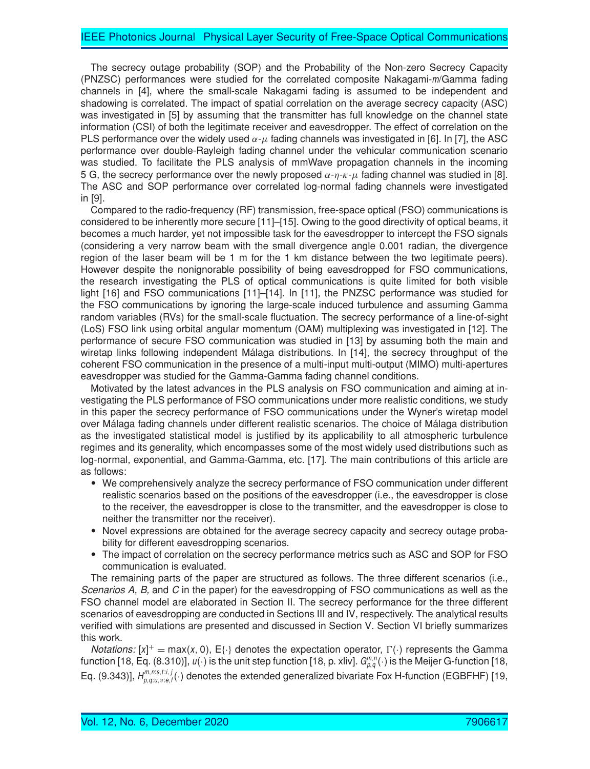The secrecy outage probability (SOP) and the Probability of the Non-zero Secrecy Capacity (PNZSC) performances were studied for the correlated composite Nakagami-*m*/Gamma fading channels in [4], where the small-scale Nakagami fading is assumed to be independent and shadowing is correlated. The impact of spatial correlation on the average secrecy capacity (ASC) was investigated in [5] by assuming that the transmitter has full knowledge on the channel state information (CSI) of both the legitimate receiver and eavesdropper. The effect of correlation on the PLS performance over the widely used $\alpha$-$\mu$ fading channels was investigated in [6]. In [7], the ASC performance over double-Rayleigh fading channel under the vehicular communication scenario was studied. To facilitate the PLS analysis of mmWave propagation channels in the incoming 5 G, the secrecy performance over the newly proposed $\alpha$-$\eta$-$\kappa$-$\mu$ fading channel was studied in [8]. The ASC and SOP performance over correlated log-normal fading channels were investigated in [9].

Compared to the radio-frequency (RF) transmission, free-space optical (FSO) communications is considered to be inherently more secure [11]–[15]. Owing to the good directivity of optical beams, it becomes a much harder, yet not impossible task for the eavesdropper to intercept the FSO signals (considering a very narrow beam with the small divergence angle 0.001 radian, the divergence region of the laser beam will be 1 m for the 1 km distance between the two legitimate peers). However despite the nonignorable possibility of being eavesdropped for FSO communications, the research investigating the PLS of optical communications is quite limited for both visible light [16] and FSO communications [11]–[14]. In [11], the PNZSC performance was studied for the FSO communications by ignoring the large-scale induced turbulence and assuming Gamma random variables (RVs) for the small-scale fluctuation. The secrecy performance of a line-of-sight (LoS) FSO link using orbital angular momentum (OAM) multiplexing was investigated in [12]. The performance of secure FSO communication was studied in [13] by assuming both the main and wiretap links following independent Málaga distributions. In [14], the secrecy throughput of the coherent FSO communication in the presence of a multi-input multi-output (MIMO) multi-apertures eavesdropper was studied for the Gamma-Gamma fading channel conditions.

Motivated by the latest advances in the PLS analysis on FSO communication and aiming at investigating the PLS performance of FSO communications under more realistic conditions, we study in this paper the secrecy performance of FSO communications under the Wyner's wiretap model over Málaga fading channels under different realistic scenarios. The choice of Málaga distribution as the investigated statistical model is justified by its applicability to all atmospheric turbulence regimes and its generality, which encompasses some of the most widely used distributions such as log-normal, exponential, and Gamma-Gamma, etc. [17]. The main contributions of this article are as follows:

- We comprehensively analyze the secrecy performance of FSO communication under different realistic scenarios based on the positions of the eavesdropper (i.e., the eavesdropper is close to the receiver, the eavesdropper is close to the transmitter, and the eavesdropper is close to neither the transmitter nor the receiver).
- Novel expressions are obtained for the average secrecy capacity and secrecy outage probability for different eavesdropping scenarios.
- The impact of correlation on the secrecy performance metrics such as ASC and SOP for FSO communication is evaluated.

The remaining parts of the paper are structured as follows. The three different scenarios (i.e., *Scenarios A, B,* and *C* in the paper) for the eavesdropping of FSO communications as well as the FSO channel model are elaborated in Section II. The secrecy performance for the three different scenarios of eavesdropping are conducted in Sections III and IV, respectively. The analytical results verified with simulations are presented and discussed in Section V. Section VI briefly summarizes this work.

*Notations:* $[x]^+ = \max(x, 0)$, $\mathrm{E}\{\cdot\}$ denotes the expectation operator, $\Gamma(\cdot)$ represents the Gamma function [18, Eq. (8.310)], $u(\cdot)$ is the unit step function [18, p. xliv]. $G_{p,q}^{m,n}(\cdot)$ is the Meijer G-function [18, Eq. (9.343)], $H_{p,q:u,v:e,f}^{m,n:s,t:i,j}(\cdot)$ denotes the extended generalized bivariate Fox H-function (EGBFHF) [19,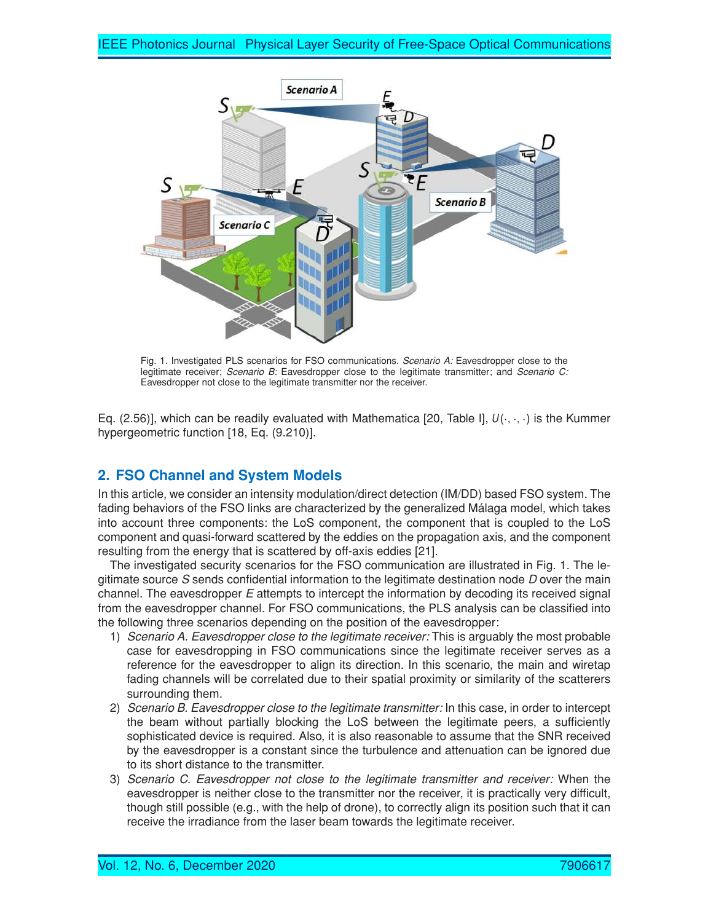Fig. 1. Investigated PLS scenarios for FSO communications. *Scenario A:* Eavesdropper close to the legitimate receiver; *Scenario B:* Eavesdropper close to the legitimate transmitter; and *Scenario C:* Eavesdropper not close to the legitimate transmitter nor the receiver.

Eq. (2.56)], which can be readily evaluated with Mathematica [20, Table I], $U(\cdot, \cdot, \cdot)$ is the Kummer hypergeometric function [18, Eq. (9.210)].

## 2. FSO Channel and System Models

In this article, we consider an intensity modulation/direct detection (IM/DD) based FSO system. The fading behaviors of the FSO links are characterized by the generalized Málaga model, which takes into account three components: the LoS component, the component that is coupled to the LoS component and quasi-forward scattered by the eddies on the propagation axis, and the component resulting from the energy that is scattered by off-axis eddies [21].

The investigated security scenarios for the FSO communication are illustrated in Fig. 1. The legitimate source $S$ sends confidential information to the legitimate destination node $D$ over the main channel. The eavesdropper $E$ attempts to intercept the information by decoding its received signal from the eavesdropper channel. For FSO communications, the PLS analysis can be classified into the following three scenarios depending on the position of the eavesdropper:

1) *Scenario A. Eavesdropper close to the legitimate receiver:* This is arguably the most probable case for eavesdropping in FSO communications since the legitimate receiver serves as a reference for the eavesdropper to align its direction. In this scenario, the main and wiretap fading channels will be correlated due to their spatial proximity or similarity of the scatterers surrounding them.
2) *Scenario B. Eavesdropper close to the legitimate transmitter:* In this case, in order to intercept the beam without partially blocking the LoS between the legitimate peers, a sufficiently sophisticated device is required. Also, it is also reasonable to assume that the SNR received by the eavesdropper is a constant since the turbulence and attenuation can be ignored due to its short distance to the transmitter.
3) *Scenario C. Eavesdropper not close to the legitimate transmitter and receiver:* When the eavesdropper is neither close to the transmitter nor the receiver, it is practically very difficult, though still possible (e.g., with the help of drone), to correctly align its position such that it can receive the irradiance from the laser beam towards the legitimate receiver.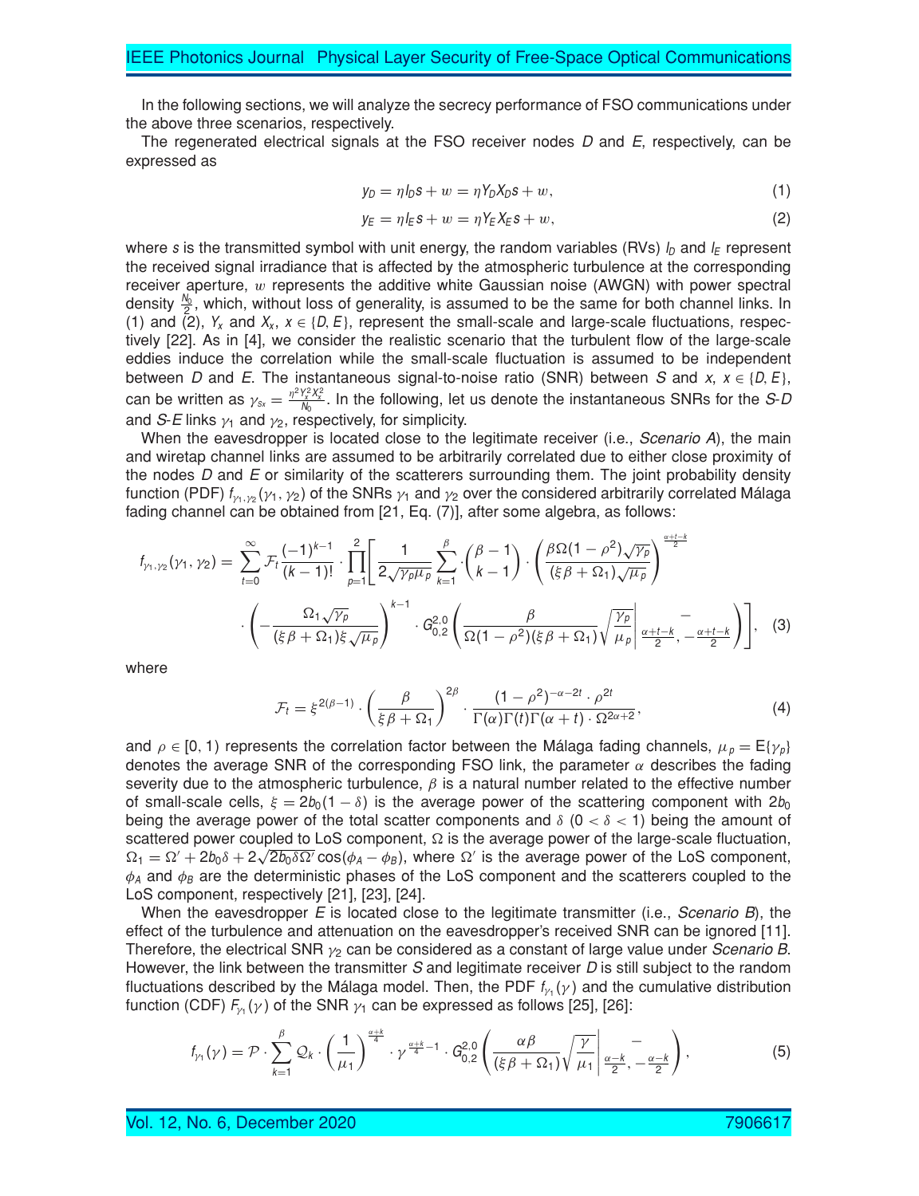In the following sections, we will analyze the secrecy performance of FSO communications under the above three scenarios, respectively.

The regenerated electrical signals at the FSO receiver nodes $D$ and $E$, respectively, can be expressed as

$$y_D = \eta I_D s + w = \eta Y_D X_D s + w, \tag{1}$$

$$y_E = \eta I_E s + w = \eta Y_E X_E s + w, \tag{2}$$

where $s$ is the transmitted symbol with unit energy, the random variables (RVs) $I_D$ and $I_E$ represent the received signal irradiance that is affected by the atmospheric turbulence at the corresponding receiver aperture, $w$ represents the additive white Gaussian noise (AWGN) with power spectral density $\frac{N_0}{2}$, which, without loss of generality, is assumed to be the same for both channel links. In (1) and (2), $Y_x$ and $X_x$, $x \in \{D, E\}$, represent the small-scale and large-scale fluctuations, respectively [22]. As in [4], we consider the realistic scenario that the turbulent flow of the large-scale eddies induce the correlation while the small-scale fluctuation is assumed to be independent between $D$ and $E$. The instantaneous signal-to-noise ratio (SNR) between $S$ and $x$, $x \in \{D, E\}$, can be written as $\gamma_{s_x} = \frac{\eta^2 Y_x^2 X_x^2}{N_0}$. In the following, let us denote the instantaneous SNRs for the $S$-$D$ and $S$-$E$ links $\gamma_1$ and $\gamma_2$, respectively, for simplicity.

When the eavesdropper is located close to the legitimate receiver (i.e., *Scenario A*), the main and wiretap channel links are assumed to be arbitrarily correlated due to either close proximity of the nodes $D$ and $E$ or similarity of the scatterers surrounding them. The joint probability density function (PDF) $f_{\gamma_1,\gamma_2}(\gamma_1, \gamma_2)$ of the SNRs $\gamma_1$ and $\gamma_2$ over the considered arbitrarily correlated Málaga fading channel can be obtained from [21, Eq. (7)], after some algebra, as follows:

$$f_{\gamma_1,\gamma_2}(\gamma_1, \gamma_2) = \sum_{t=0}^{\infty} \mathcal{F}_t \frac{(-1)^{k-1}}{(k-1)!} \cdot \prod_{p=1}^{2} \left[ \frac{1}{2\sqrt{\gamma_p \mu_p}} \sum_{k=1}^{\beta} \cdot \binom{\beta-1}{k-1} \cdot \left( \frac{\beta \Omega (1-\rho^2)\sqrt{\gamma_p}}{(\xi\beta + \Omega_1)\sqrt{\mu_p}} \right)^{\frac{\alpha+t-k}{2}} \right.$$
$$\left. \cdot \left( -\frac{\Omega_1 \sqrt{\gamma_p}}{(\xi\beta + \Omega_1)\xi\sqrt{\mu_p}} \right)^{k-1} \cdot G_{0,2}^{2,0}\left( \frac{\beta}{\Omega(1-\rho^2)(\xi\beta + \Omega_1)} \sqrt{\frac{\gamma_p}{\mu_p}} \middle|_{\frac{\alpha+t-k}{2}, -\frac{\alpha+t-k}{2}}^{-} \right) \right], \tag{3}$$

where

$$\mathcal{F}_t = \xi^{2(\beta-1)} \cdot \left( \frac{\beta}{\xi\beta + \Omega_1} \right)^{2\beta} \cdot \frac{(1-\rho^2)^{-\alpha-2t} \cdot \rho^{2t}}{\Gamma(\alpha)\Gamma(t)\Gamma(\alpha+t) \cdot \Omega^{2\alpha+2}}, \tag{4}$$

and $\rho \in [0, 1)$ represents the correlation factor between the Málaga fading channels, $\mu_p = \mathrm{E}\{\gamma_p\}$ denotes the average SNR of the corresponding FSO link, the parameter $\alpha$ describes the fading severity due to the atmospheric turbulence, $\beta$ is a natural number related to the effective number of small-scale cells, $\xi = 2b_0(1-\delta)$ is the average power of the scattering component with $2b_0$ being the average power of the total scatter components and $\delta$ ($0 < \delta < 1$) being the amount of scattered power coupled to LoS component, $\Omega$ is the average power of the large-scale fluctuation, $\Omega_1 = \Omega' + 2b_0\delta + 2\sqrt{2b_0\delta\Omega'}\cos(\phi_A - \phi_B)$, where $\Omega'$ is the average power of the LoS component, $\phi_A$ and $\phi_B$ are the deterministic phases of the LoS component and the scatterers coupled to the LoS component, respectively [21], [23], [24].

When the eavesdropper $E$ is located close to the legitimate transmitter (i.e., *Scenario B*), the effect of the turbulence and attenuation on the eavesdropper's received SNR can be ignored [11]. Therefore, the electrical SNR $\gamma_2$ can be considered as a constant of large value under *Scenario B*. However, the link between the transmitter $S$ and legitimate receiver $D$ is still subject to the random fluctuations described by the Málaga model. Then, the PDF $f_{\gamma_1}(\gamma)$ and the cumulative distribution function (CDF) $F_{\gamma_1}(\gamma)$ of the SNR $\gamma_1$ can be expressed as follows [25], [26]:

$$f_{\gamma_1}(\gamma) = \mathcal{P} \cdot \sum_{k=1}^{\beta} \mathcal{Q}_k \cdot \left( \frac{1}{\mu_1} \right)^{\frac{\alpha+k}{4}} \cdot \gamma^{\frac{\alpha+k}{4}-1} \cdot G_{0,2}^{2,0}\left( \frac{\alpha\beta}{(\xi\beta + \Omega_1)} \sqrt{\frac{\gamma}{\mu_1}} \middle|_{\frac{\alpha-k}{2}, -\frac{\alpha-k}{2}}^{-} \right), \tag{5}$$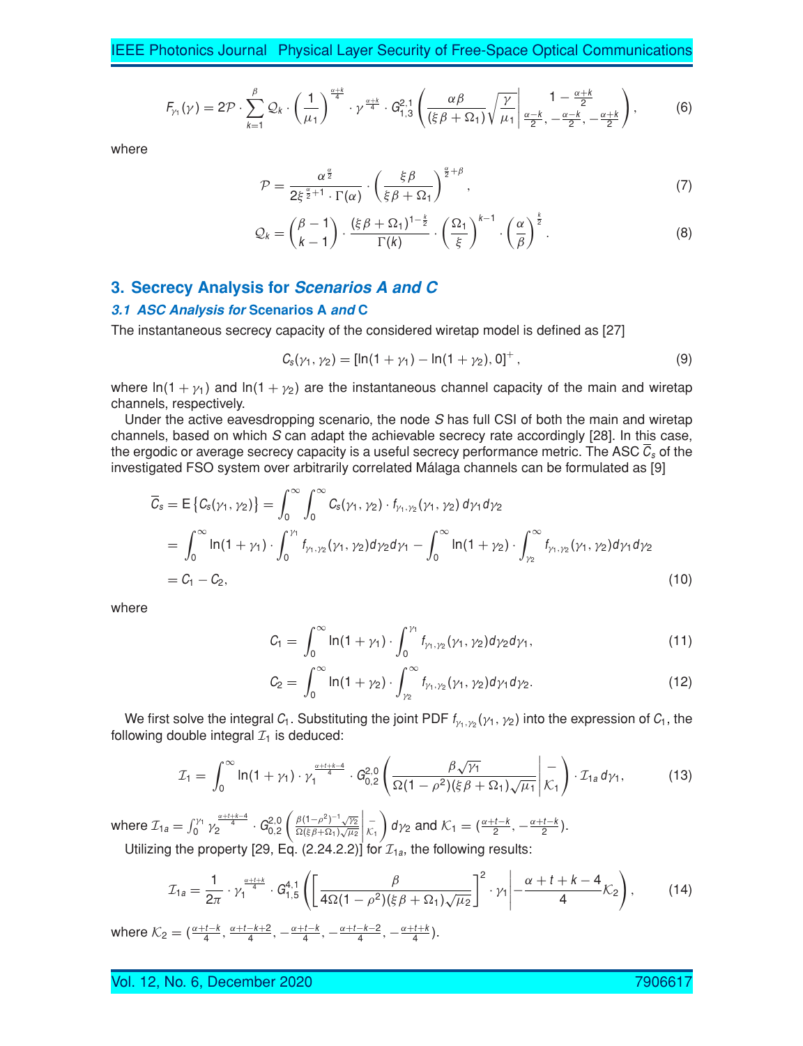$$F_{\gamma_1}(\gamma) = 2\mathcal{P} \cdot \sum_{k=1}^{\beta} \mathcal{Q}_k \cdot \left(\frac{1}{\mu_1}\right)^{\frac{\alpha+k}{4}} \cdot \gamma^{\frac{\alpha+k}{4}} \cdot G_{1,3}^{2,1}\left(\frac{\alpha\beta}{(\xi\beta+\Omega_1)}\sqrt{\frac{\gamma}{\mu_1}}\middle|\begin{matrix}1-\frac{\alpha+k}{2}\\ \frac{\alpha-k}{2}, -\frac{\alpha-k}{2}, -\frac{\alpha+k}{2}\end{matrix}\right), \tag{6}$$

where

$$\mathcal{P} = \frac{\alpha^{\frac{\alpha}{2}}}{2\xi^{\frac{\alpha}{2}+1}\cdot\Gamma(\alpha)} \cdot \left(\frac{\xi\beta}{\xi\beta+\Omega_1}\right)^{\frac{\alpha}{2}+\beta}, \tag{7}$$

$$\mathcal{Q}_k = \binom{\beta-1}{k-1} \cdot \frac{(\xi\beta+\Omega_1)^{1-\frac{k}{2}}}{\Gamma(k)} \cdot \left(\frac{\Omega_1}{\xi}\right)^{k-1} \cdot \left(\frac{\alpha}{\beta}\right)^{\frac{k}{2}}. \tag{8}$$

## 3. Secrecy Analysis for *Scenarios A and C*

### *3.1 ASC Analysis for* Scenarios A *and* C

The instantaneous secrecy capacity of the considered wiretap model is defined as [27]

$$C_s(\gamma_1, \gamma_2) = [\ln(1+\gamma_1) - \ln(1+\gamma_2), 0]^+, \tag{9}$$

where $\ln(1+\gamma_1)$ and $\ln(1+\gamma_2)$ are the instantaneous channel capacity of the main and wiretap channels, respectively.

Under the active eavesdropping scenario, the node $S$ has full CSI of both the main and wiretap channels, based on which $S$ can adapt the achievable secrecy rate accordingly [28]. In this case, the ergodic or average secrecy capacity is a useful secrecy performance metric. The ASC $\overline{C}_s$ of the investigated FSO system over arbitrarily correlated Málaga channels can be formulated as [9]

$$\begin{aligned}
\overline{C}_s &= \mathrm{E}\left\{C_s(\gamma_1,\gamma_2)\right\} = \int_0^\infty\int_0^\infty C_s(\gamma_1,\gamma_2)\cdot f_{\gamma_1,\gamma_2}(\gamma_1,\gamma_2)\,d\gamma_1 d\gamma_2\\
&= \int_0^\infty \ln(1+\gamma_1)\cdot\int_0^{\gamma_1} f_{\gamma_1,\gamma_2}(\gamma_1,\gamma_2)d\gamma_2 d\gamma_1 - \int_0^\infty \ln(1+\gamma_2)\cdot\int_{\gamma_2}^\infty f_{\gamma_1,\gamma_2}(\gamma_1,\gamma_2)d\gamma_1 d\gamma_2\\
&= C_1 - C_2,
\end{aligned} \tag{10}$$

where

$$C_1 = \int_0^\infty \ln(1+\gamma_1)\cdot\int_0^{\gamma_1} f_{\gamma_1,\gamma_2}(\gamma_1,\gamma_2)d\gamma_2 d\gamma_1, \tag{11}$$

$$C_2 = \int_0^\infty \ln(1+\gamma_2)\cdot\int_{\gamma_2}^\infty f_{\gamma_1,\gamma_2}(\gamma_1,\gamma_2)d\gamma_1 d\gamma_2. \tag{12}$$

We first solve the integral $C_1$. Substituting the joint PDF $f_{\gamma_1,\gamma_2}(\gamma_1,\gamma_2)$ into the expression of $C_1$, the following double integral $\mathcal{I}_1$ is deduced:

$$\mathcal{I}_1 = \int_0^\infty \ln(1+\gamma_1)\cdot\gamma_1^{\frac{\alpha+t+k-4}{4}}\cdot G_{0,2}^{2,0}\left(\frac{\beta\sqrt{\gamma_1}}{\Omega(1-\rho^2)(\xi\beta+\Omega_1)\sqrt{\mu_1}}\middle|\begin{matrix}-\\ \mathcal{K}_1\end{matrix}\right)\cdot\mathcal{I}_{1a}\,d\gamma_1, \tag{13}$$

where $\mathcal{I}_{1a} = \int_0^{\gamma_1}\gamma_2^{\frac{\alpha+t+k-4}{4}}\cdot G_{0,2}^{2,0}\left(\frac{\beta(1-\rho^2)^{-1}\sqrt{\gamma_2}}{\Omega(\xi\beta+\Omega_1)\sqrt{\mu_2}}\middle|\begin{matrix}-\\ \mathcal{K}_1\end{matrix}\right)d\gamma_2$ and $\mathcal{K}_1 = (\frac{\alpha+t-k}{2}, -\frac{\alpha+t-k}{2})$.

Utilizing the property [29, Eq. (2.24.2.2)] for $\mathcal{I}_{1a}$, the following results:

$$\mathcal{I}_{1a} = \frac{1}{2\pi}\cdot\gamma_1^{\frac{\alpha+t+k}{4}}\cdot G_{1,5}^{4,1}\left(\left[\frac{\beta}{4\Omega(1-\rho^2)(\xi\beta+\Omega_1)\sqrt{\mu_2}}\right]^2\cdot\gamma_1\middle|\begin{matrix}-\frac{\alpha+t+k-4}{4}\\ \mathcal{K}_2\end{matrix}\right), \tag{14}$$

where $\mathcal{K}_2 = (\frac{\alpha+t-k}{4}, \frac{\alpha+t-k+2}{4}, -\frac{\alpha+t-k}{4}, -\frac{\alpha+t-k-2}{4}, -\frac{\alpha+t+k}{4})$.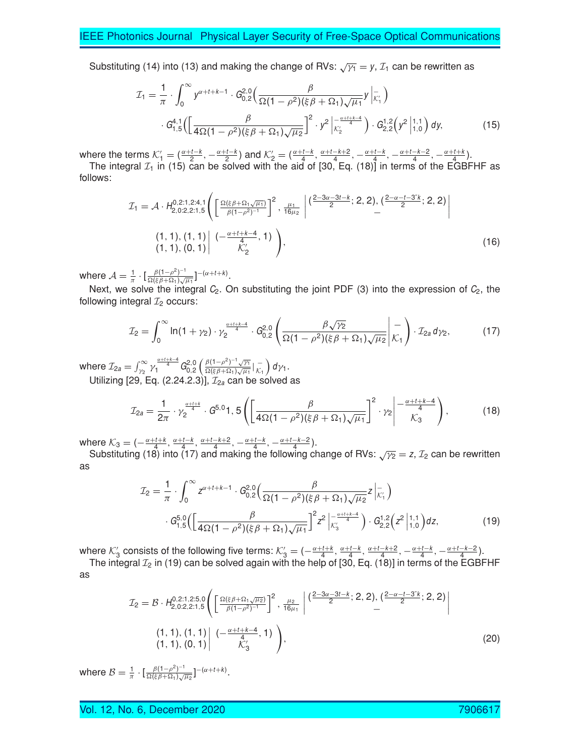Substituting (14) into (13) and making the change of RVs: $\sqrt{\gamma_1} = y$, $\mathcal{I}_1$ can be rewritten as

$$\mathcal{I}_1 = \frac{1}{\pi} \cdot \int_0^\infty y^{\alpha+t+k-1} \cdot G_{0,2}^{2,0}\Big(\frac{\beta}{\Omega(1-\rho^2)(\xi\beta+\Omega_1)\sqrt{\mu_1}} y \,\Big|_{\mathcal{K}_1'}^{-}\Big) \cdot G_{1,5}^{4,1}\Big(\Big[\frac{\beta}{4\Omega(1-\rho^2)(\xi\beta+\Omega_1)\sqrt{\mu_2}}\Big]^2 \cdot y^2 \,\Big|_{\mathcal{K}_2'}^{-\frac{\alpha+t+k-4}{4}}\Big) \cdot G_{2,2}^{1,2}\Big(y^2 \,\Big|_{1,0}^{1,1}\Big)\, dy, \tag{15}$$

where the terms $\mathcal{K}_1' = (\frac{\alpha+t-k}{2}, -\frac{\alpha+t-k}{2})$ and $\mathcal{K}_2' = (\frac{\alpha+t-k}{4}, \frac{\alpha+t-k+2}{4}, -\frac{\alpha+t-k}{4}, -\frac{\alpha+t-k-2}{4}, -\frac{\alpha+t+k}{4})$.

The integral $\mathcal{I}_1$ in (15) can be solved with the aid of [30, Eq. (18)] in terms of the EGBFHF as follows:

$$\mathcal{I}_1 = \mathcal{A} \cdot H_{2,0:2,2:1,5}^{0,2:1,2:4,1}\left( \Big[\tfrac{\Omega(\xi\beta+\Omega_1\sqrt{\mu_1})}{\beta(1-\rho^2)^{-1}}\Big]^2, \tfrac{\mu_1}{16\mu_2} \,\middle|\, \begin{matrix} (\frac{2-3\alpha-3t-k}{2}; 2, 2), (\frac{2-\alpha-t-3k}{2}; 2, 2) \\ - \\ (1,1), (1,1) \\ (1,1), (0,1) \end{matrix} \,\middle|\, \begin{matrix} (-\frac{\alpha+t+k-4}{4}, 1) \\ \mathcal{K}_2' \end{matrix} \right), \tag{16}$$

where $\mathcal{A} = \frac{1}{\pi} \cdot [\frac{\beta(1-\rho^2)^{-1}}{\Omega(\xi\beta+\Omega_1)\sqrt{\mu_1}}]^{-(\alpha+t+k)}$.

Next, we solve the integral $C_2$. On substituting the joint PDF (3) into the expression of $C_2$, the following integral $\mathcal{I}_2$ occurs:

$$\mathcal{I}_2 = \int_0^\infty \ln(1+\gamma_2) \cdot \gamma_2^{\frac{\alpha+t+k-4}{4}} \cdot G_{0,2}^{2,0}\left(\frac{\beta\sqrt{\gamma_2}}{\Omega(1-\rho^2)(\xi\beta+\Omega_1)\sqrt{\mu_2}} \,\middle|\, \begin{matrix} - \\ \mathcal{K}_1 \end{matrix}\right) \cdot \mathcal{I}_{2a}\, d\gamma_2, \tag{17}$$

where $\mathcal{I}_{2a} = \int_{\gamma_2}^\infty \gamma_1^{\frac{\alpha+t+k-4}{4}} G_{0,2}^{2,0}\left(\frac{\beta(1-\rho^2)^{-1}\sqrt{\gamma_1}}{\Omega(\xi\beta+\Omega_1)\sqrt{\mu_1}} \,\middle|_{\mathcal{K}_1}^{-}\right) d\gamma_1$.

Utilizing [29, Eq. (2.24.2.3)], $\mathcal{I}_{2a}$ can be solved as

$$\mathcal{I}_{2a} = \frac{1}{2\pi} \cdot \gamma_2^{\frac{\alpha+t+k}{4}} \cdot G^{5,0}1,5\left(\Big[\frac{\beta}{4\Omega(1-\rho^2)(\xi\beta+\Omega_1)\sqrt{\mu_1}}\Big]^2 \cdot \gamma_2 \,\middle|\, \begin{matrix} -\frac{\alpha+t+k-4}{4} \\ \mathcal{K}_3 \end{matrix}\right), \tag{18}$$

where $\mathcal{K}_3 = (-\frac{\alpha+t+k}{4}, \frac{\alpha+t-k}{4}, \frac{\alpha+t-k+2}{4}, -\frac{\alpha+t-k}{4}, -\frac{\alpha+t-k-2}{4})$.

Substituting (18) into (17) and making the following change of RVs: $\sqrt{\gamma_2} = z$, $\mathcal{I}_2$ can be rewritten as

$$\mathcal{I}_2 = \frac{1}{\pi} \cdot \int_0^\infty z^{\alpha+t+k-1} \cdot G_{0,2}^{2,0}\Big(\frac{\beta}{\Omega(1-\rho^2)(\xi\beta+\Omega_1)\sqrt{\mu_2}} z \,\Big|_{\mathcal{K}_1'}^{-}\Big) \cdot G_{1,5}^{5,0}\Big(\Big[\frac{\beta}{4\Omega(1-\rho^2)(\xi\beta+\Omega_1)\sqrt{\mu_1}}\Big]^2 z^2 \,\Big|_{\mathcal{K}_3'}^{-\frac{\alpha+t+k-4}{4}}\Big) \cdot G_{2,2}^{1,2}\Big(z^2 \,\Big|_{1,0}^{1,1}\Big) dz, \tag{19}$$

where $\mathcal{K}_3'$ consists of the following five terms: $\mathcal{K}_3' = (-\frac{\alpha+t+k}{4}, \frac{\alpha+t-k}{4}, \frac{\alpha+t-k+2}{4}, -\frac{\alpha+t-k}{4}, -\frac{\alpha+t-k-2}{4})$.

The integral $\mathcal{I}_2$ in (19) can be solved again with the help of [30, Eq. (18)] in terms of the EGBFHF as

$$\mathcal{I}_2 = \mathcal{B} \cdot H_{2,0:2,2:1,5}^{0,2:1,2:5,0}\left( \Big[\tfrac{\Omega(\xi\beta+\Omega_1\sqrt{\mu_2})}{\beta(1-\rho^2)^{-1}}\Big]^2, \tfrac{\mu_2}{16\mu_1} \,\middle|\, \begin{matrix} (\frac{2-3\alpha-3t-k}{2}; 2, 2), (\frac{2-\alpha-t-3k}{2}; 2, 2) \\ - \\ (1,1), (1,1) \\ (1,1), (0,1) \end{matrix} \,\middle|\, \begin{matrix} (-\frac{\alpha+t+k-4}{4}, 1) \\ \mathcal{K}_3' \end{matrix} \right), \tag{20}$$

where $\mathcal{B} = \frac{1}{\pi} \cdot [\frac{\beta(1-\rho^2)^{-1}}{\Omega(\xi\beta+\Omega_1)\sqrt{\mu_2}}]^{-(\alpha+t+k)}$.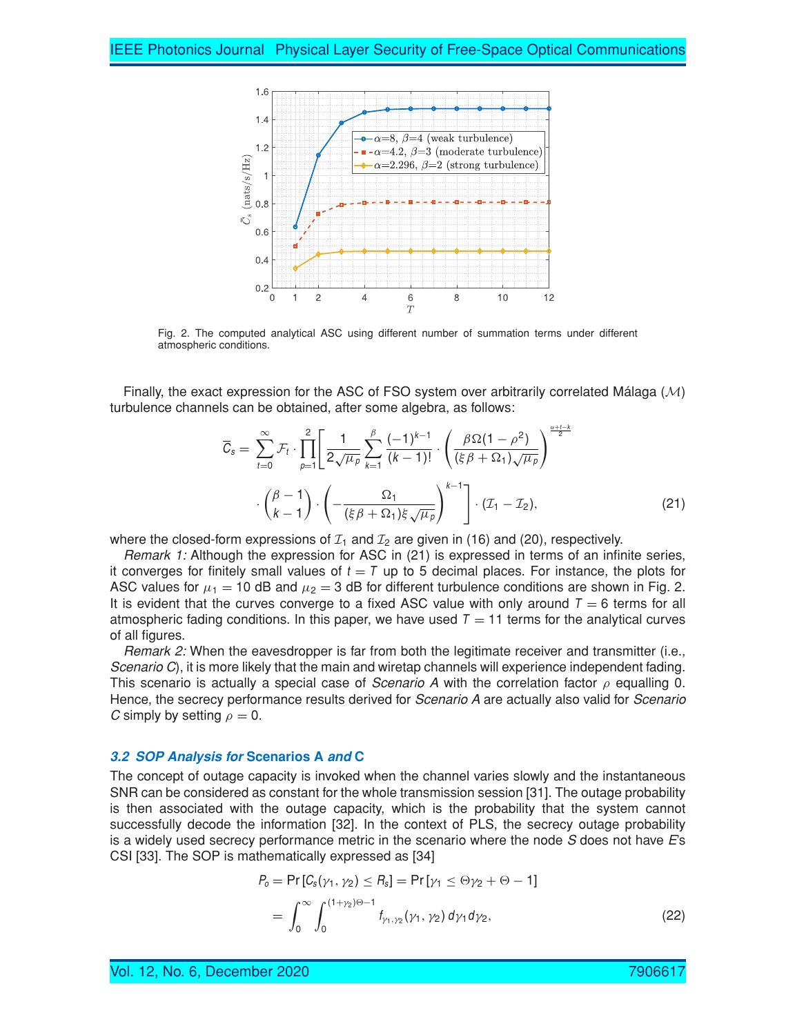Fig. 2. The computed analytical ASC using different number of summation terms under different atmospheric conditions.

Finally, the exact expression for the ASC of FSO system over arbitrarily correlated Málaga ($\mathcal{M}$) turbulence channels can be obtained, after some algebra, as follows:

$$
\overline{C}_s = \sum_{t=0}^{\infty} \mathcal{F}_t \cdot \prod_{p=1}^{2} \left[ \frac{1}{2\sqrt{\mu_p}} \sum_{k=1}^{\beta} \frac{(-1)^{k-1}}{(k-1)!} \cdot \left( \frac{\beta \Omega (1-\rho^2)}{(\xi\beta + \Omega_1)\sqrt{\mu_p}} \right)^{\frac{\alpha+t-k}{2}} \right.
$$
$$
\left. \cdot \binom{\beta-1}{k-1} \cdot \left( -\frac{\Omega_1}{(\xi\beta + \Omega_1)\xi\sqrt{\mu_p}} \right)^{k-1} \right] \cdot (\mathcal{I}_1 - \mathcal{I}_2), \tag{21}
$$

where the closed-form expressions of $\mathcal{I}_1$ and $\mathcal{I}_2$ are given in (16) and (20), respectively.

*Remark 1:* Although the expression for ASC in (21) is expressed in terms of an infinite series, it converges for finitely small values of $t = T$ up to 5 decimal places. For instance, the plots for ASC values for $\mu_1 = 10$ dB and $\mu_2 = 3$ dB for different turbulence conditions are shown in Fig. 2. It is evident that the curves converge to a fixed ASC value with only around $T = 6$ terms for all atmospheric fading conditions. In this paper, we have used $T = 11$ terms for the analytical curves of all figures.

*Remark 2:* When the eavesdropper is far from both the legitimate receiver and transmitter (i.e., *Scenario C*), it is more likely that the main and wiretap channels will experience independent fading. This scenario is actually a special case of *Scenario A* with the correlation factor $\rho$ equalling 0. Hence, the secrecy performance results derived for *Scenario A* are actually also valid for *Scenario C* simply by setting $\rho = 0$.

### 3.2 SOP Analysis for Scenarios A and C

The concept of outage capacity is invoked when the channel varies slowly and the instantaneous SNR can be considered as constant for the whole transmission session [31]. The outage probability is then associated with the outage capacity, which is the probability that the system cannot successfully decode the information [32]. In the context of PLS, the secrecy outage probability is a widely used secrecy performance metric in the scenario where the node *S* does not have *E*'s CSI [33]. The SOP is mathematically expressed as [34]

$$
\begin{aligned}
P_o &= \Pr\left[C_s(\gamma_1, \gamma_2) \leq R_s\right] = \Pr\left[\gamma_1 \leq \Theta\gamma_2 + \Theta - 1\right] \\
&= \int_0^{\infty} \int_0^{(1+\gamma_2)\Theta - 1} f_{\gamma_1,\gamma_2}(\gamma_1, \gamma_2)\, d\gamma_1 d\gamma_2,
\end{aligned} \tag{22}
$$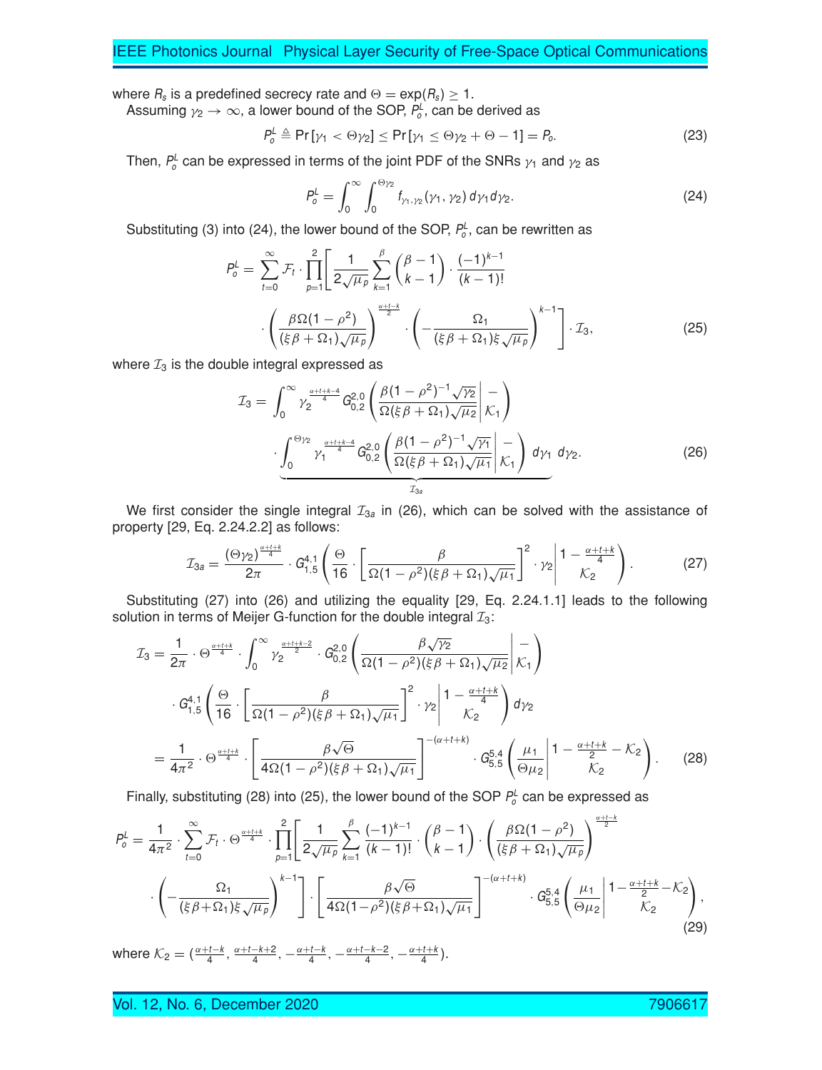where $R_s$ is a predefined secrecy rate and $\Theta = \exp(R_s) \geq 1$.

Assuming $\gamma_2 \to \infty$, a lower bound of the SOP, $P_o^L$, can be derived as

$$P_o^L \triangleq \Pr\left[\gamma_1 < \Theta\gamma_2\right] \leq \Pr\left[\gamma_1 \leq \Theta\gamma_2 + \Theta - 1\right] = P_o. \tag{23}$$

Then, $P_o^L$ can be expressed in terms of the joint PDF of the SNRs $\gamma_1$ and $\gamma_2$ as

$$P_o^L = \int_0^\infty \int_0^{\Theta\gamma_2} f_{\gamma_1,\gamma_2}(\gamma_1, \gamma_2)\, d\gamma_1 d\gamma_2. \tag{24}$$

Substituting (3) into (24), the lower bound of the SOP, $P_o^L$, can be rewritten as

$$P_o^L = \sum_{t=0}^{\infty} \mathcal{F}_t \cdot \prod_{p=1}^{2}\left[\frac{1}{2\sqrt{\mu_p}} \sum_{k=1}^{\beta} \binom{\beta-1}{k-1} \cdot \frac{(-1)^{k-1}}{(k-1)!} \cdot \left(\frac{\beta\Omega(1-\rho^2)}{(\xi\beta+\Omega_1)\sqrt{\mu_p}}\right)^{\frac{\alpha+t-k}{2}} \cdot \left(-\frac{\Omega_1}{(\xi\beta+\Omega_1)\xi\sqrt{\mu_p}}\right)^{k-1}\right] \cdot \mathcal{I}_3, \tag{25}$$

where $\mathcal{I}_3$ is the double integral expressed as

$$\mathcal{I}_3 = \int_0^\infty \gamma_2^{\frac{\alpha+t+k-4}{4}} G_{0,2}^{2,0}\left(\frac{\beta(1-\rho^2)^{-1}\sqrt{\gamma_2}}{\Omega(\xi\beta+\Omega_1)\sqrt{\mu_2}}\middle| \begin{matrix} - \\ \mathcal{K}_1 \end{matrix}\right) \cdot \underbrace{\int_0^{\Theta\gamma_2} \gamma_1^{\frac{\alpha+t+k-4}{4}} G_{0,2}^{2,0}\left(\frac{\beta(1-\rho^2)^{-1}\sqrt{\gamma_1}}{\Omega(\xi\beta+\Omega_1)\sqrt{\mu_1}}\middle| \begin{matrix} - \\ \mathcal{K}_1 \end{matrix}\right) d\gamma_1}_{\mathcal{I}_{3a}}\, d\gamma_2. \tag{26}$$

We first consider the single integral $\mathcal{I}_{3a}$ in (26), which can be solved with the assistance of property [29, Eq. 2.24.2.2] as follows:

$$\mathcal{I}_{3a} = \frac{(\Theta\gamma_2)^{\frac{\alpha+t+k}{4}}}{2\pi} \cdot G_{1,5}^{4,1}\left(\frac{\Theta}{16} \cdot \left[\frac{\beta}{\Omega(1-\rho^2)(\xi\beta+\Omega_1)\sqrt{\mu_1}}\right]^2 \cdot \gamma_2 \middle| \begin{matrix} 1-\frac{\alpha+t+k}{4} \\ \mathcal{K}_2 \end{matrix}\right). \tag{27}$$

Substituting (27) into (26) and utilizing the equality [29, Eq. 2.24.1.1] leads to the following solution in terms of Meijer G-function for the double integral $\mathcal{I}_3$:

$$\begin{aligned}\mathcal{I}_3 &= \frac{1}{2\pi} \cdot \Theta^{\frac{\alpha+t+k}{4}} \cdot \int_0^\infty \gamma_2^{\frac{\alpha+t+k-2}{2}} \cdot G_{0,2}^{2,0}\left(\frac{\beta\sqrt{\gamma_2}}{\Omega(1-\rho^2)(\xi\beta+\Omega_1)\sqrt{\mu_2}}\middle| \begin{matrix} - \\ \mathcal{K}_1 \end{matrix}\right) \\ &\quad \cdot G_{1,5}^{4,1}\left(\frac{\Theta}{16} \cdot \left[\frac{\beta}{\Omega(1-\rho^2)(\xi\beta+\Omega_1)\sqrt{\mu_1}}\right]^2 \cdot \gamma_2 \middle| \begin{matrix} 1-\frac{\alpha+t+k}{4} \\ \mathcal{K}_2 \end{matrix}\right) d\gamma_2 \\ &= \frac{1}{4\pi^2} \cdot \Theta^{\frac{\alpha+t+k}{4}} \cdot \left[\frac{\beta\sqrt{\Theta}}{4\Omega(1-\rho^2)(\xi\beta+\Omega_1)\sqrt{\mu_1}}\right]^{-(\alpha+t+k)} \cdot G_{5,5}^{5,4}\left(\frac{\mu_1}{\Theta\mu_2}\middle| \begin{matrix} 1-\frac{\alpha+t+k}{2}-\mathcal{K}_2 \\ \mathcal{K}_2 \end{matrix}\right). \end{aligned} \tag{28}$$

Finally, substituting (28) into (25), the lower bound of the SOP $P_o^L$ can be expressed as

$$\begin{aligned}P_o^L &= \frac{1}{4\pi^2} \cdot \sum_{t=0}^{\infty} \mathcal{F}_t \cdot \Theta^{\frac{\alpha+t+k}{4}} \cdot \prod_{p=1}^{2}\left[\frac{1}{2\sqrt{\mu_p}} \sum_{k=1}^{\beta} \frac{(-1)^{k-1}}{(k-1)!} \cdot \binom{\beta-1}{k-1} \cdot \left(\frac{\beta\Omega(1-\rho^2)}{(\xi\beta+\Omega_1)\sqrt{\mu_p}}\right)^{\frac{\alpha+t-k}{2}} \right.\\ &\quad \left. \cdot \left(-\frac{\Omega_1}{(\xi\beta+\Omega_1)\xi\sqrt{\mu_p}}\right)^{k-1}\right] \cdot \left[\frac{\beta\sqrt{\Theta}}{4\Omega(1-\rho^2)(\xi\beta+\Omega_1)\sqrt{\mu_1}}\right]^{-(\alpha+t+k)} \cdot G_{5,5}^{5,4}\left(\frac{\mu_1}{\Theta\mu_2}\middle| \begin{matrix} 1-\frac{\alpha+t+k}{2}-\mathcal{K}_2 \\ \mathcal{K}_2 \end{matrix}\right), \end{aligned} \tag{29}$$

where $\mathcal{K}_2 = \left(\frac{\alpha+t-k}{4}, \frac{\alpha+t-k+2}{4}, -\frac{\alpha+t-k}{4}, -\frac{\alpha+t-k-2}{4}, -\frac{\alpha+t+k}{4}\right)$.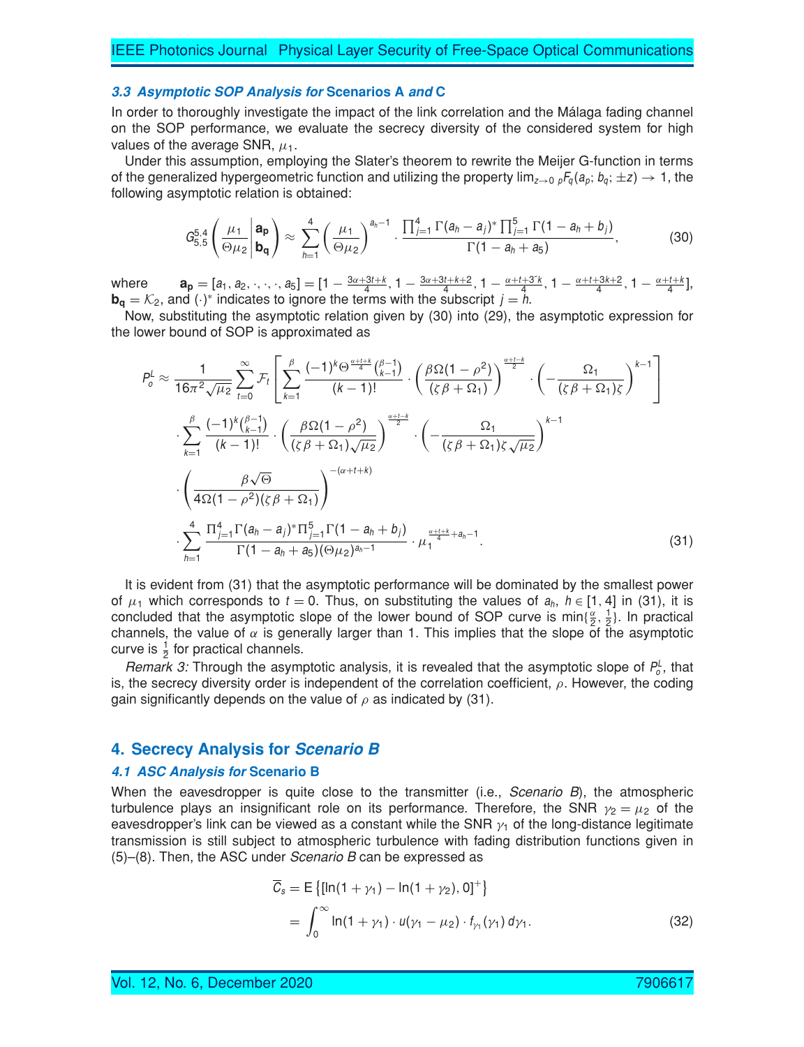### 3.3 *Asymptotic SOP Analysis for* Scenarios A *and* C

In order to thoroughly investigate the impact of the link correlation and the Málaga fading channel on the SOP performance, we evaluate the secrecy diversity of the considered system for high values of the average SNR, $\mu_1$.

Under this assumption, employing the Slater's theorem to rewrite the Meijer G-function in terms of the generalized hypergeometric function and utilizing the property $\lim_{z\to 0}{}_pF_q(a_p; b_q; \pm z) \to 1$, the following asymptotic relation is obtained:

$$G_{5,5}^{5,4}\left(\frac{\mu_1}{\Theta\mu_2}\middle|\begin{matrix}\mathbf{a_p}\\ \mathbf{b_q}\end{matrix}\right) \approx \sum_{h=1}^{4}\left(\frac{\mu_1}{\Theta\mu_2}\right)^{a_h-1}\cdot\frac{\prod_{j=1}^{4}\Gamma(a_h-a_j)^*\prod_{j=1}^{5}\Gamma(1-a_h+b_j)}{\Gamma(1-a_h+a_5)}, \tag{30}$$

where $\mathbf{a_p} = [a_1, a_2, \cdot, \cdot, \cdot, a_5] = [1-\frac{3\alpha+3t+k}{4}, 1-\frac{3\alpha+3t+k+2}{4}, 1-\frac{\alpha+t+3^{\check{}}k}{4}, 1-\frac{\alpha+t+3k+2}{4}, 1-\frac{\alpha+t+k}{4}]$, $\mathbf{b_q} = \mathcal{K}_2$, and $(\cdot)^*$ indicates to ignore the terms with the subscript $j = h$.

Now, substituting the asymptotic relation given by (30) into (29), the asymptotic expression for the lower bound of SOP is approximated as

$$\begin{aligned}
P_o^L \approx\ & \frac{1}{16\pi^2\sqrt{\mu_2}}\sum_{t=0}^{\infty}\mathcal{F}_t\left[\sum_{k=1}^{\beta}\frac{(-1)^k\Theta^{\frac{\alpha+t+k}{4}}\binom{\beta-1}{k-1}}{(k-1)!}\cdot\left(\frac{\beta\Omega(1-\rho^2)}{(\zeta\beta+\Omega_1)}\right)^{\frac{\alpha+t-k}{2}}\cdot\left(-\frac{\Omega_1}{(\zeta\beta+\Omega_1)\zeta}\right)^{k-1}\right]\\
&\cdot\sum_{k=1}^{\beta}\frac{(-1)^k\binom{\beta-1}{k-1}}{(k-1)!}\cdot\left(\frac{\beta\Omega(1-\rho^2)}{(\zeta\beta+\Omega_1)\sqrt{\mu_2}}\right)^{\frac{\alpha+t-k}{2}}\cdot\left(-\frac{\Omega_1}{(\zeta\beta+\Omega_1)\zeta\sqrt{\mu_2}}\right)^{k-1}\\
&\cdot\left(\frac{\beta\sqrt{\Theta}}{4\Omega(1-\rho^2)(\zeta\beta+\Omega_1)}\right)^{-(\alpha+t+k)}\\
&\cdot\sum_{h=1}^{4}\frac{\Pi_{j=1}^{4}\Gamma(a_h-a_j)^*\Pi_{j=1}^{5}\Gamma(1-a_h+b_j)}{\Gamma(1-a_h+a_5)(\Theta\mu_2)^{a_h-1}}\cdot\mu_1^{\frac{\alpha+t+k}{4}+a_h-1}.
\end{aligned} \tag{31}$$

It is evident from (31) that the asymptotic performance will be dominated by the smallest power of $\mu_1$ which corresponds to $t = 0$. Thus, on substituting the values of $a_h$, $h \in [1, 4]$ in (31), it is concluded that the asymptotic slope of the lower bound of SOP curve is $\min\{\frac{\alpha}{2}, \frac{1}{2}\}$. In practical channels, the value of $\alpha$ is generally larger than 1. This implies that the slope of the asymptotic curve is $\frac{1}{2}$ for practical channels.

*Remark 3:* Through the asymptotic analysis, it is revealed that the asymptotic slope of $P_o^L$, that is, the secrecy diversity order is independent of the correlation coefficient, $\rho$. However, the coding gain significantly depends on the value of $\rho$ as indicated by (31).

## 4. Secrecy Analysis for *Scenario B*

### 4.1 *ASC Analysis for* Scenario B

When the eavesdropper is quite close to the transmitter (i.e., *Scenario B*), the atmospheric turbulence plays an insignificant role on its performance. Therefore, the SNR $\gamma_2 = \mu_2$ of the eavesdropper's link can be viewed as a constant while the SNR $\gamma_1$ of the long-distance legitimate transmission is still subject to atmospheric turbulence with fading distribution functions given in (5)–(8). Then, the ASC under *Scenario B* can be expressed as

$$\begin{aligned}
\overline{C}_s &= \mathrm{E}\left\{[\ln(1+\gamma_1) - \ln(1+\gamma_2), 0]^+\right\}\\
&= \int_0^{\infty}\ln(1+\gamma_1)\cdot u(\gamma_1-\mu_2)\cdot f_{\gamma_1}(\gamma_1)\,d\gamma_1.
\end{aligned} \tag{32}$$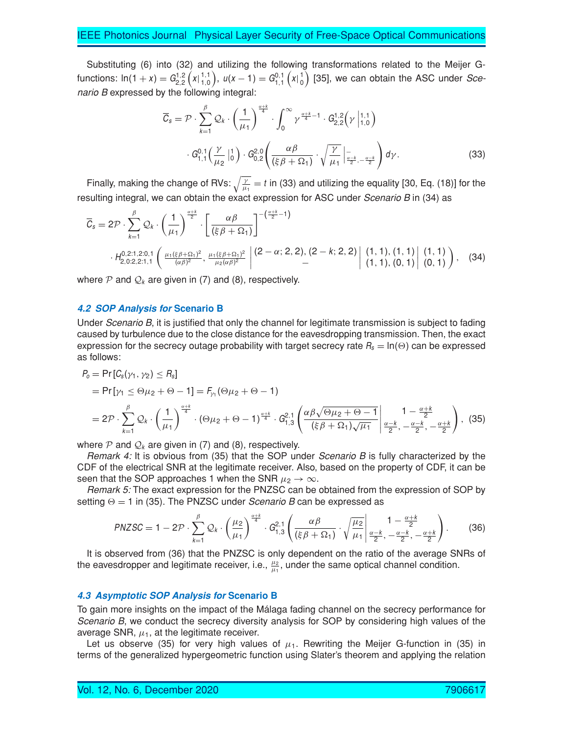Substituting (6) into (32) and utilizing the following transformations related to the Meijer G-functions: $\ln(1+x) = G_{2,2}^{1,2}\left(x\middle|{}_{1,0}^{1,1}\right)$, $u(x-1) = G_{1,1}^{0,1}\left(x\middle|{}_{0}^{1}\right)$ [35], we can obtain the ASC under *Scenario B* expressed by the following integral:

$$
\begin{aligned}
\overline{C}_s = \mathcal{P} \cdot \sum_{k=1}^{\beta} \mathcal{Q}_k \cdot \left(\frac{1}{\mu_1}\right)^{\frac{\alpha+k}{4}} \cdot \int_0^\infty \gamma^{\frac{\alpha+k}{4}-1} \cdot G_{2,2}^{1,2}\left(\gamma \middle|{}_{1,0}^{1,1}\right) \\
\cdot G_{1,1}^{0,1}\left(\frac{\gamma}{\mu_2}\middle|{}_{0}^{1}\right) \cdot G_{0,2}^{2,0}\left(\frac{\alpha\beta}{(\xi\beta+\Omega_1)} \cdot \sqrt{\frac{\gamma}{\mu_1}}\middle|{}_{\frac{\alpha-k}{2},-\frac{\alpha-k}{2}}^{-}\right) d\gamma.
\end{aligned} \tag{33}
$$

Finally, making the change of RVs: $\sqrt{\frac{\gamma}{\mu_1}} = t$ in (33) and utilizing the equality [30, Eq. (18)] for the resulting integral, we can obtain the exact expression for ASC under *Scenario B* in (34) as

$$
\begin{aligned}
\overline{C}_s = 2\mathcal{P} \cdot \sum_{k=1}^{\beta} \mathcal{Q}_k \cdot \left(\frac{1}{\mu_1}\right)^{\frac{\alpha+k}{2}} \cdot \left[\frac{\alpha\beta}{(\xi\beta+\Omega_1)}\right]^{-\left(\frac{\alpha+k}{2}-1\right)} \\
\cdot H_{2,0:2,2:1,1}^{0,2:1,2:0,1}\left(\frac{\mu_1(\xi\beta+\Omega_1)^2}{(\alpha\beta)^2}, \frac{\mu_1(\xi\beta+\Omega_1)^2}{\mu_2(\alpha\beta)^2} \middle| \begin{matrix} (2-\alpha;2,2),(2-k;2,2) \\ - \end{matrix} \middle| \begin{matrix} (1,1),(1,1) \\ (1,1),(0,1) \end{matrix} \middle| \begin{matrix} (1,1) \\ (0,1) \end{matrix} \right),
\end{aligned} \tag{34}
$$

where $\mathcal{P}$ and $\mathcal{Q}_k$ are given in (7) and (8), respectively.

### 4.2 SOP Analysis for Scenario B

Under *Scenario B*, it is justified that only the channel for legitimate transmission is subject to fading caused by turbulence due to the close distance for the eavesdropping transmission. Then, the exact expression for the secrecy outage probability with target secrecy rate $R_s = \ln(\Theta)$ can be expressed as follows:

$$
\begin{aligned}
P_o &= \Pr\left[C_s(\gamma_1,\gamma_2) \le R_s\right] \\
&= \Pr\left[\gamma_1 \le \Theta\mu_2 + \Theta - 1\right] = F_{\gamma_1}(\Theta\mu_2 + \Theta - 1) \\
&= 2\mathcal{P} \cdot \sum_{k=1}^{\beta} \mathcal{Q}_k \cdot \left(\frac{1}{\mu_1}\right)^{\frac{\alpha+k}{4}} \cdot (\Theta\mu_2+\Theta-1)^{\frac{\alpha+k}{4}} \cdot G_{1,3}^{2,1}\left(\frac{\alpha\beta\sqrt{\Theta\mu_2+\Theta-1}}{(\xi\beta+\Omega_1)\sqrt{\mu_1}}\middle| \begin{matrix} 1-\frac{\alpha+k}{2} \\ \frac{\alpha-k}{2}, -\frac{\alpha-k}{2}, -\frac{\alpha+k}{2} \end{matrix}\right),
\end{aligned} \tag{35}
$$

where $\mathcal{P}$ and $\mathcal{Q}_k$ are given in (7) and (8), respectively.

*Remark 4:* It is obvious from (35) that the SOP under *Scenario B* is fully characterized by the CDF of the electrical SNR at the legitimate receiver. Also, based on the property of CDF, it can be seen that the SOP approaches 1 when the SNR $\mu_2 \to \infty$.

*Remark 5:* The exact expression for the PNZSC can be obtained from the expression of SOP by setting $\Theta = 1$ in (35). The PNZSC under *Scenario B* can be expressed as

$$
PNZSC = 1 - 2\mathcal{P} \cdot \sum_{k=1}^{\beta} \mathcal{Q}_k \cdot \left(\frac{\mu_2}{\mu_1}\right)^{\frac{\alpha+k}{4}} \cdot G_{1,3}^{2,1}\left(\frac{\alpha\beta}{(\xi\beta+\Omega_1)} \cdot \sqrt{\frac{\mu_2}{\mu_1}}\middle| \begin{matrix} 1-\frac{\alpha+k}{2} \\ \frac{\alpha-k}{2}, -\frac{\alpha-k}{2}, -\frac{\alpha+k}{2} \end{matrix}\right). \tag{36}
$$

It is observed from (36) that the PNZSC is only dependent on the ratio of the average SNRs of the eavesdropper and legitimate receiver, i.e., $\frac{\mu_2}{\mu_1}$, under the same optical channel condition.

### 4.3 Asymptotic SOP Analysis for Scenario B

To gain more insights on the impact of the Málaga fading channel on the secrecy performance for *Scenario B*, we conduct the secrecy diversity analysis for SOP by considering high values of the average SNR, $\mu_1$, at the legitimate receiver.

Let us observe (35) for very high values of $\mu_1$. Rewriting the Meijer G-function in (35) in terms of the generalized hypergeometric function using Slater's theorem and applying the relation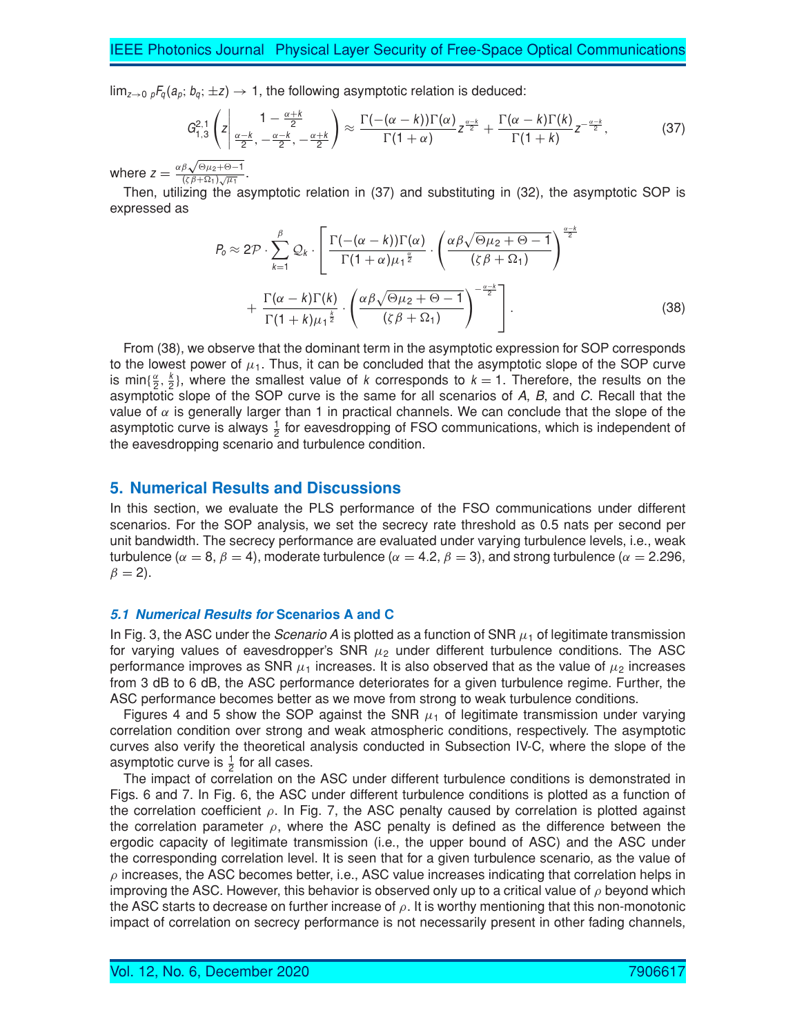$\lim_{z\to 0}\ {}_pF_q(a_p; b_q; \pm z) \to 1$, the following asymptotic relation is deduced:

$$G_{1,3}^{2,1}\left(z\left|\begin{array}{c}1-\frac{\alpha+k}{2}\\ \frac{\alpha-k}{2}, -\frac{\alpha-k}{2}, -\frac{\alpha+k}{2}\end{array}\right.\right) \approx \frac{\Gamma(-(\alpha-k))\Gamma(\alpha)}{\Gamma(1+\alpha)} z^{\frac{\alpha-k}{2}} + \frac{\Gamma(\alpha-k)\Gamma(k)}{\Gamma(1+k)} z^{-\frac{\alpha-k}{2}}, \tag{37}$$

where $z = \frac{\alpha\beta\sqrt{\Theta\mu_2+\Theta-1}}{(\zeta\beta+\Omega_1)\sqrt{\mu_1}}$.

Then, utilizing the asymptotic relation in (37) and substituting in (32), the asymptotic SOP is expressed as

$$P_o \approx 2\mathcal{P}\cdot\sum_{k=1}^{\beta}\mathcal{Q}_k\cdot\left[\frac{\Gamma(-(\alpha-k))\Gamma(\alpha)}{\Gamma(1+\alpha)\mu_1^{\frac{\alpha}{2}}}\cdot\left(\frac{\alpha\beta\sqrt{\Theta\mu_2+\Theta-1}}{(\zeta\beta+\Omega_1)}\right)^{\frac{\alpha-k}{2}} + \frac{\Gamma(\alpha-k)\Gamma(k)}{\Gamma(1+k)\mu_1^{\frac{k}{2}}}\cdot\left(\frac{\alpha\beta\sqrt{\Theta\mu_2+\Theta-1}}{(\zeta\beta+\Omega_1)}\right)^{-\frac{\alpha-k}{2}}\right]. \tag{38}$$

From (38), we observe that the dominant term in the asymptotic expression for SOP corresponds to the lowest power of $\mu_1$. Thus, it can be concluded that the asymptotic slope of the SOP curve is $\min\{\frac{\alpha}{2}, \frac{k}{2}\}$, where the smallest value of $k$ corresponds to $k=1$. Therefore, the results on the asymptotic slope of the SOP curve is the same for all scenarios of $A$, $B$, and $C$. Recall that the value of $\alpha$ is generally larger than 1 in practical channels. We can conclude that the slope of the asymptotic curve is always $\frac{1}{2}$ for eavesdropping of FSO communications, which is independent of the eavesdropping scenario and turbulence condition.

## 5. Numerical Results and Discussions

In this section, we evaluate the PLS performance of the FSO communications under different scenarios. For the SOP analysis, we set the secrecy rate threshold as 0.5 nats per second per unit bandwidth. The secrecy performance are evaluated under varying turbulence levels, i.e., weak turbulence ($\alpha = 8$, $\beta = 4$), moderate turbulence ($\alpha = 4.2$, $\beta = 3$), and strong turbulence ($\alpha = 2.296$, $\beta = 2$).

### *5.1 Numerical Results for* Scenarios A and C

In Fig. 3, the ASC under the *Scenario A* is plotted as a function of SNR $\mu_1$ of legitimate transmission for varying values of eavesdropper's SNR $\mu_2$ under different turbulence conditions. The ASC performance improves as SNR $\mu_1$ increases. It is also observed that as the value of $\mu_2$ increases from 3 dB to 6 dB, the ASC performance deteriorates for a given turbulence regime. Further, the ASC performance becomes better as we move from strong to weak turbulence conditions.

Figures 4 and 5 show the SOP against the SNR $\mu_1$ of legitimate transmission under varying correlation condition over strong and weak atmospheric conditions, respectively. The asymptotic curves also verify the theoretical analysis conducted in Subsection IV-C, where the slope of the asymptotic curve is $\frac{1}{2}$ for all cases.

The impact of correlation on the ASC under different turbulence conditions is demonstrated in Figs. 6 and 7. In Fig. 6, the ASC under different turbulence conditions is plotted as a function of the correlation coefficient $\rho$. In Fig. 7, the ASC penalty caused by correlation is plotted against the correlation parameter $\rho$, where the ASC penalty is defined as the difference between the ergodic capacity of legitimate transmission (i.e., the upper bound of ASC) and the ASC under the corresponding correlation level. It is seen that for a given turbulence scenario, as the value of $\rho$ increases, the ASC becomes better, i.e., ASC value increases indicating that correlation helps in improving the ASC. However, this behavior is observed only up to a critical value of $\rho$ beyond which the ASC starts to decrease on further increase of $\rho$. It is worthy mentioning that this non-monotonic impact of correlation on secrecy performance is not necessarily present in other fading channels,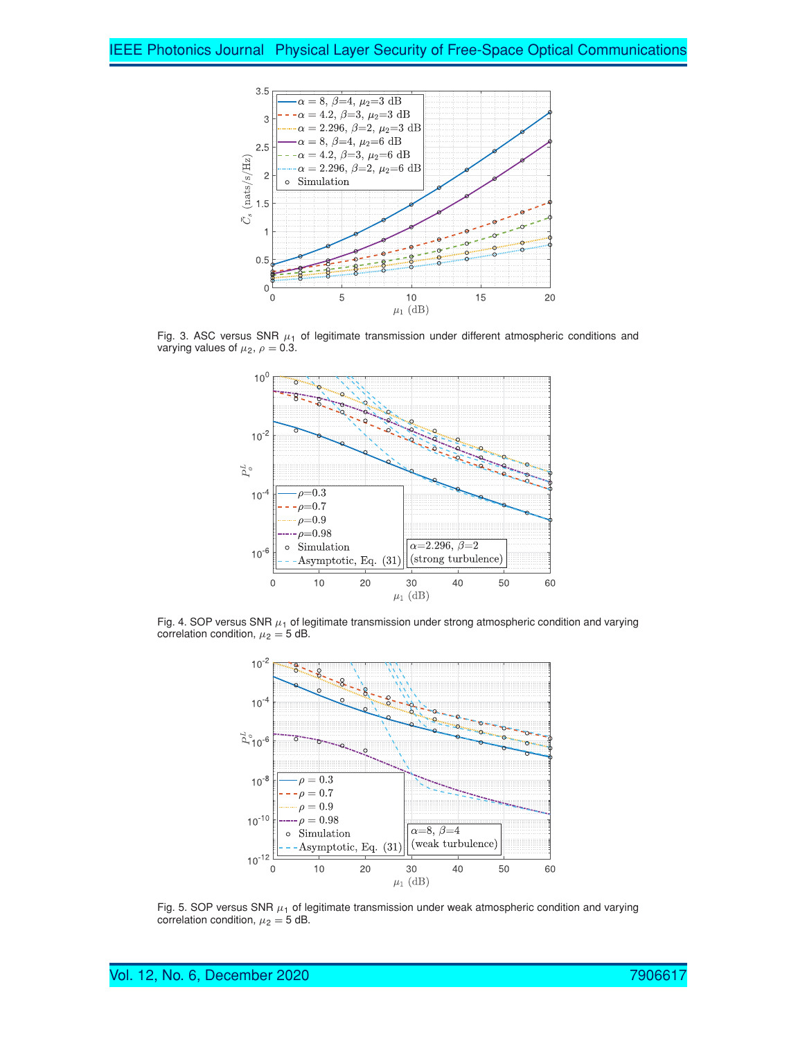Fig. 3. ASC versus SNR $\mu_1$ of legitimate transmission under different atmospheric conditions and varying values of $\mu_2$, $\rho = 0.3$.

Fig. 4. SOP versus SNR $\mu_1$ of legitimate transmission under strong atmospheric condition and varying correlation condition, $\mu_2 = 5$ dB.

Fig. 5. SOP versus SNR $\mu_1$ of legitimate transmission under weak atmospheric condition and varying correlation condition, $\mu_2 = 5$ dB.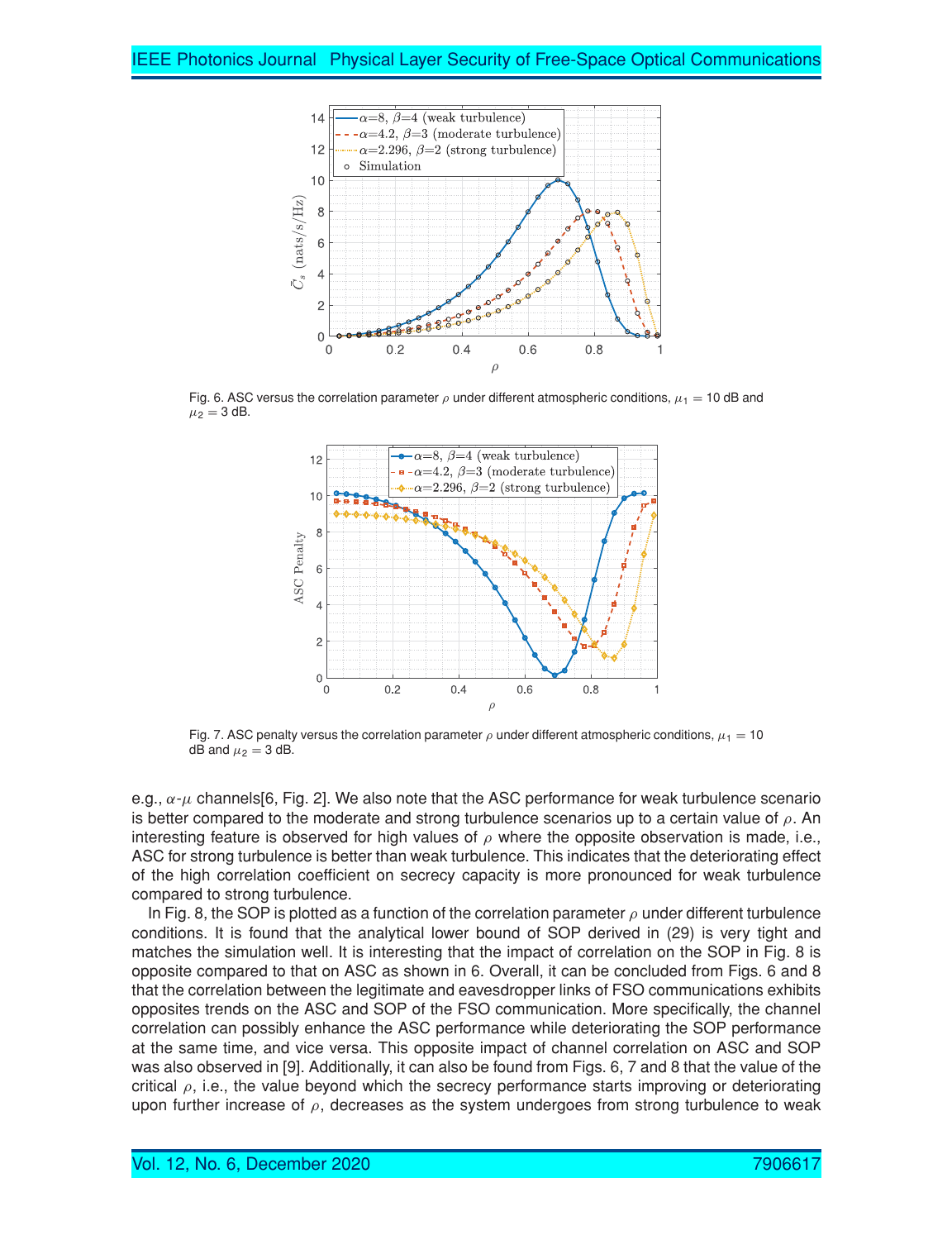Fig. 6. ASC versus the correlation parameter $\rho$ under different atmospheric conditions, $\mu_1 = 10$ dB and $\mu_2 = 3$ dB.

Fig. 7. ASC penalty versus the correlation parameter $\rho$ under different atmospheric conditions, $\mu_1 = 10$ dB and $\mu_2 = 3$ dB.

e.g., $\alpha$-$\mu$ channels[6, Fig. 2]. We also note that the ASC performance for weak turbulence scenario is better compared to the moderate and strong turbulence scenarios up to a certain value of $\rho$. An interesting feature is observed for high values of $\rho$ where the opposite observation is made, i.e., ASC for strong turbulence is better than weak turbulence. This indicates that the deteriorating effect of the high correlation coefficient on secrecy capacity is more pronounced for weak turbulence compared to strong turbulence.

In Fig. 8, the SOP is plotted as a function of the correlation parameter $\rho$ under different turbulence conditions. It is found that the analytical lower bound of SOP derived in (29) is very tight and matches the simulation well. It is interesting that the impact of correlation on the SOP in Fig. 8 is opposite compared to that on ASC as shown in 6. Overall, it can be concluded from Figs. 6 and 8 that the correlation between the legitimate and eavesdropper links of FSO communications exhibits opposites trends on the ASC and SOP of the FSO communication. More specifically, the channel correlation can possibly enhance the ASC performance while deteriorating the SOP performance at the same time, and vice versa. This opposite impact of channel correlation on ASC and SOP was also observed in [9]. Additionally, it can also be found from Figs. 6, 7 and 8 that the value of the critical $\rho$, i.e., the value beyond which the secrecy performance starts improving or deteriorating upon further increase of $\rho$, decreases as the system undergoes from strong turbulence to weak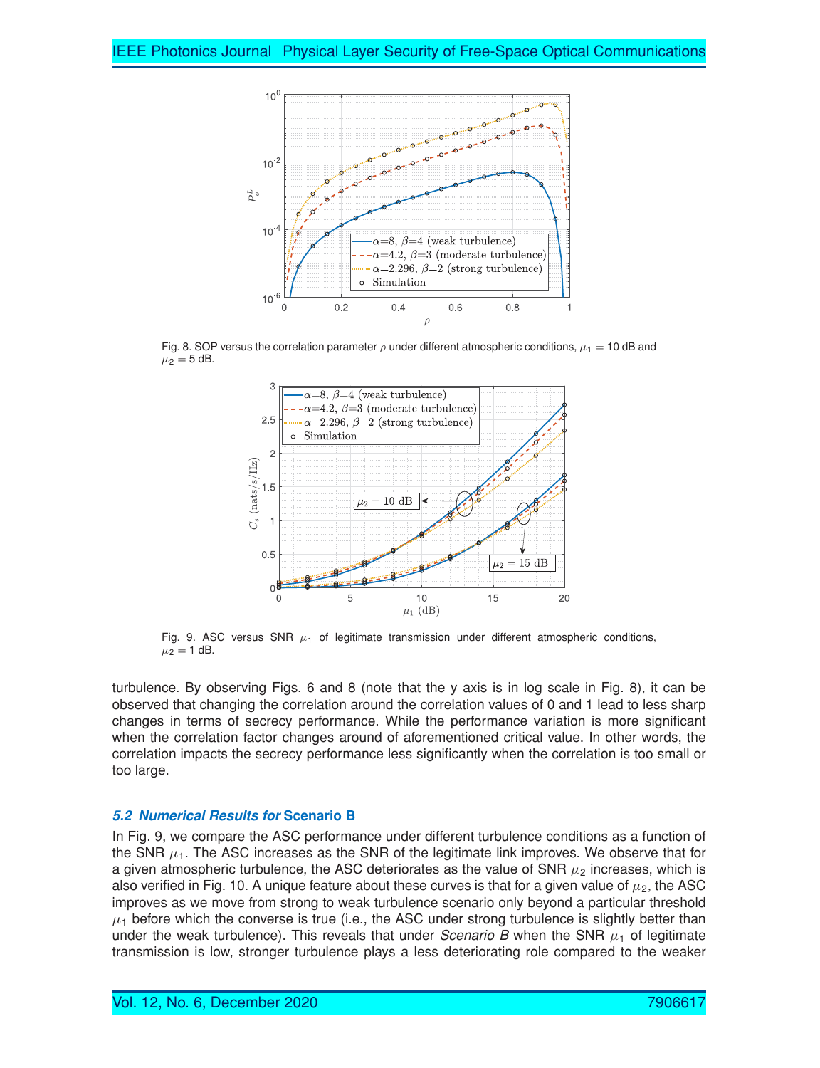Fig. 8. SOP versus the correlation parameter $\rho$ under different atmospheric conditions, $\mu_1 = 10$ dB and $\mu_2 = 5$ dB.

Fig. 9. ASC versus SNR $\mu_1$ of legitimate transmission under different atmospheric conditions, $\mu_2 = 1$ dB.

turbulence. By observing Figs. 6 and 8 (note that the y axis is in log scale in Fig. 8), it can be observed that changing the correlation around the correlation values of 0 and 1 lead to less sharp changes in terms of secrecy performance. While the performance variation is more significant when the correlation factor changes around of aforementioned critical value. In other words, the correlation impacts the secrecy performance less significantly when the correlation is too small or too large.

### *5.2 Numerical Results for* Scenario B

In Fig. 9, we compare the ASC performance under different turbulence conditions as a function of the SNR $\mu_1$. The ASC increases as the SNR of the legitimate link improves. We observe that for a given atmospheric turbulence, the ASC deteriorates as the value of SNR $\mu_2$ increases, which is also verified in Fig. 10. A unique feature about these curves is that for a given value of $\mu_2$, the ASC improves as we move from strong to weak turbulence scenario only beyond a particular threshold $\mu_1$ before which the converse is true (i.e., the ASC under strong turbulence is slightly better than under the weak turbulence). This reveals that under *Scenario B* when the SNR $\mu_1$ of legitimate transmission is low, stronger turbulence plays a less deteriorating role compared to the weaker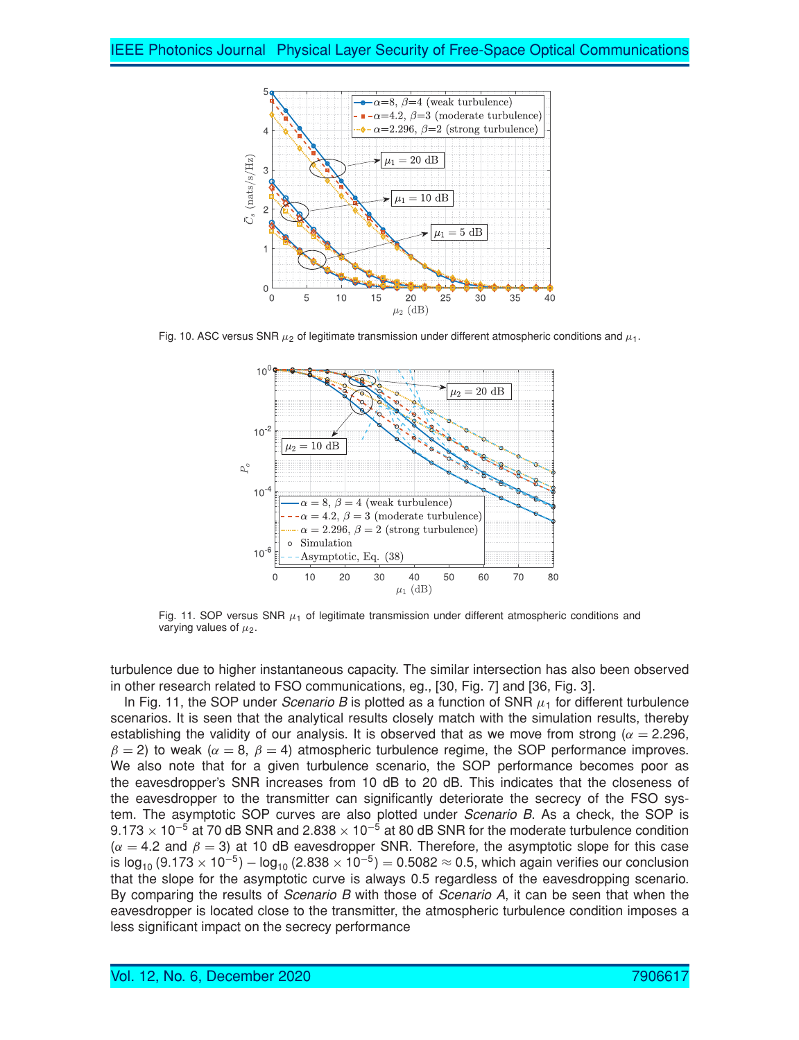Fig. 10. ASC versus SNR $\mu_2$ of legitimate transmission under different atmospheric conditions and $\mu_1$.

Fig. 11. SOP versus SNR $\mu_1$ of legitimate transmission under different atmospheric conditions and varying values of $\mu_2$.

turbulence due to higher instantaneous capacity. The similar intersection has also been observed in other research related to FSO communications, eg., [30, Fig. 7] and [36, Fig. 3].

In Fig. 11, the SOP under *Scenario B* is plotted as a function of SNR $\mu_1$ for different turbulence scenarios. It is seen that the analytical results closely match with the simulation results, thereby establishing the validity of our analysis. It is observed that as we move from strong ($\alpha = 2.296$, $\beta = 2$) to weak ($\alpha = 8$, $\beta = 4$) atmospheric turbulence regime, the SOP performance improves. We also note that for a given turbulence scenario, the SOP performance becomes poor as the eavesdropper's SNR increases from 10 dB to 20 dB. This indicates that the closeness of the eavesdropper to the transmitter can significantly deteriorate the secrecy of the FSO system. The asymptotic SOP curves are also plotted under *Scenario B*. As a check, the SOP is $9.173 \times 10^{-5}$ at 70 dB SNR and $2.838 \times 10^{-5}$ at 80 dB SNR for the moderate turbulence condition ($\alpha = 4.2$ and $\beta = 3$) at 10 dB eavesdropper SNR. Therefore, the asymptotic slope for this case is $\log_{10}(9.173 \times 10^{-5}) - \log_{10}(2.838 \times 10^{-5}) = 0.5082 \approx 0.5$, which again verifies our conclusion that the slope for the asymptotic curve is always 0.5 regardless of the eavesdropping scenario. By comparing the results of *Scenario B* with those of *Scenario A*, it can be seen that when the eavesdropper is located close to the transmitter, the atmospheric turbulence condition imposes a less significant impact on the secrecy performance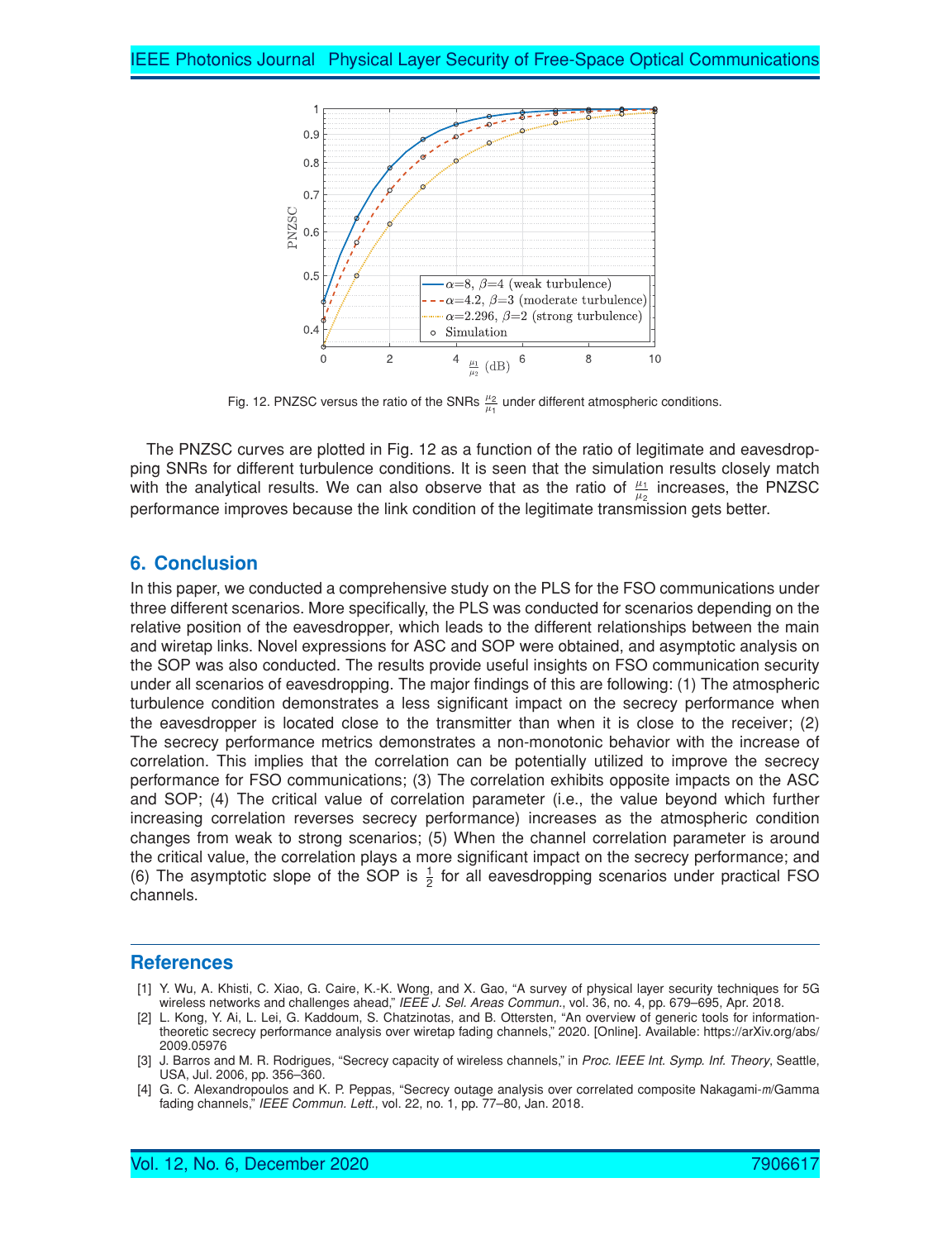Fig. 12. PNZSC versus the ratio of the SNRs $\frac{\mu_2}{\mu_1}$ under different atmospheric conditions.

The PNZSC curves are plotted in Fig. 12 as a function of the ratio of legitimate and eavesdropping SNRs for different turbulence conditions. It is seen that the simulation results closely match with the analytical results. We can also observe that as the ratio of $\frac{\mu_1}{\mu_2}$ increases, the PNZSC performance improves because the link condition of the legitimate transmission gets better.

## 6. Conclusion

In this paper, we conducted a comprehensive study on the PLS for the FSO communications under three different scenarios. More specifically, the PLS was conducted for scenarios depending on the relative position of the eavesdropper, which leads to the different relationships between the main and wiretap links. Novel expressions for ASC and SOP were obtained, and asymptotic analysis on the SOP was also conducted. The results provide useful insights on FSO communication security under all scenarios of eavesdropping. The major findings of this are following: (1) The atmospheric turbulence condition demonstrates a less significant impact on the secrecy performance when the eavesdropper is located close to the transmitter than when it is close to the receiver; (2) The secrecy performance metrics demonstrates a non-monotonic behavior with the increase of correlation. This implies that the correlation can be potentially utilized to improve the secrecy performance for FSO communications; (3) The correlation exhibits opposite impacts on the ASC and SOP; (4) The critical value of correlation parameter (i.e., the value beyond which further increasing correlation reverses secrecy performance) increases as the atmospheric condition changes from weak to strong scenarios; (5) When the channel correlation parameter is around the critical value, the correlation plays a more significant impact on the secrecy performance; and (6) The asymptotic slope of the SOP is $\frac{1}{2}$ for all eavesdropping scenarios under practical FSO channels.

## References

[1] Y. Wu, A. Khisti, C. Xiao, G. Caire, K.-K. Wong, and X. Gao, "A survey of physical layer security techniques for 5G wireless networks and challenges ahead," *IEEE J. Sel. Areas Commun.*, vol. 36, no. 4, pp. 679–695, Apr. 2018.

[2] L. Kong, Y. Ai, L. Lei, G. Kaddoum, S. Chatzinotas, and B. Ottersten, "An overview of generic tools for information-theoretic secrecy performance analysis over wiretap fading channels," 2020. [Online]. Available: https://arXiv.org/abs/2009.05976

[3] J. Barros and M. R. Rodrigues, "Secrecy capacity of wireless channels," in *Proc. IEEE Int. Symp. Inf. Theory*, Seattle, USA, Jul. 2006, pp. 356–360.

[4] G. C. Alexandropoulos and K. P. Peppas, "Secrecy outage analysis over correlated composite Nakagami-*m*/Gamma fading channels," *IEEE Commun. Lett.*, vol. 22, no. 1, pp. 77–80, Jan. 2018.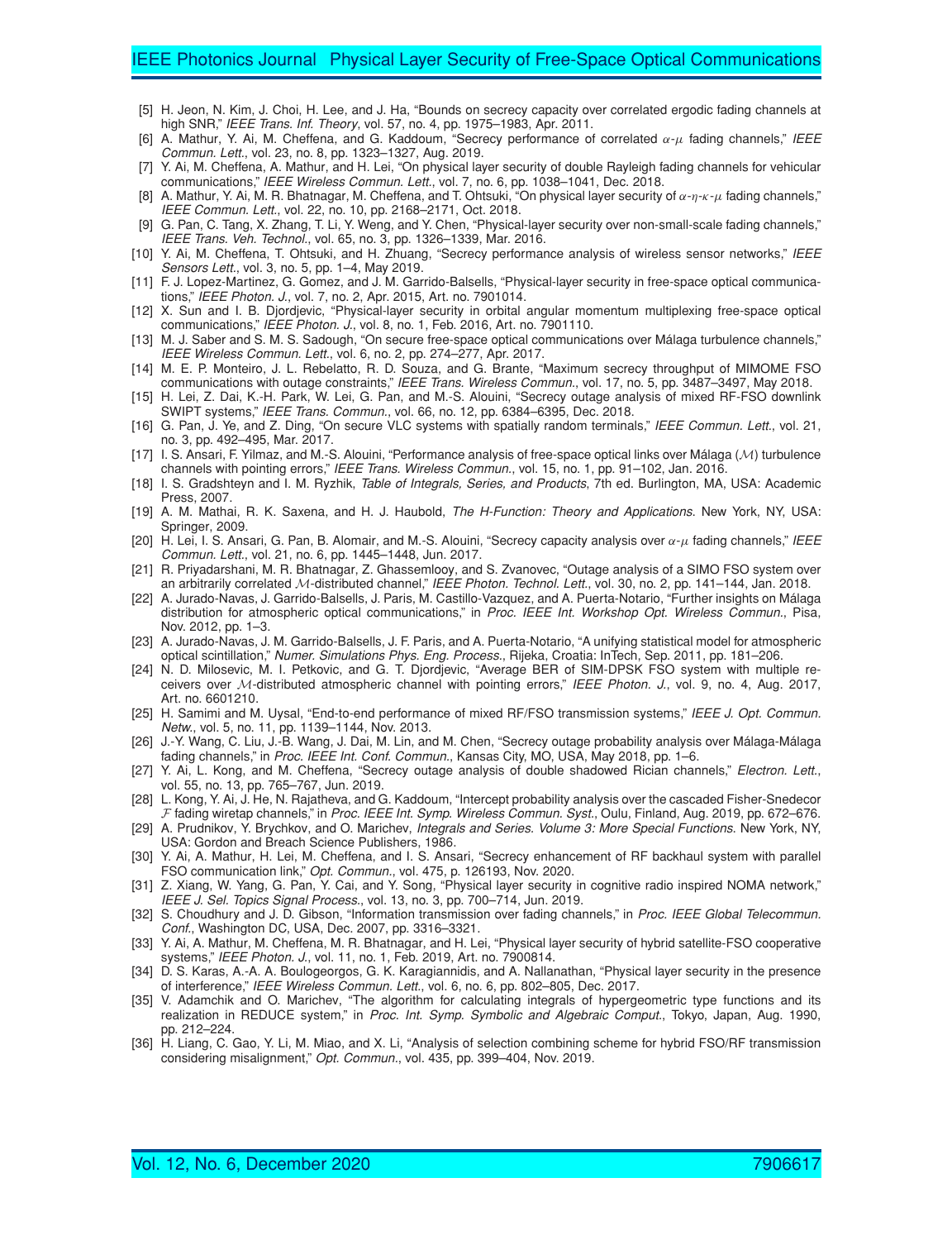[5] H. Jeon, N. Kim, J. Choi, H. Lee, and J. Ha, "Bounds on secrecy capacity over correlated ergodic fading channels at high SNR," *IEEE Trans. Inf. Theory*, vol. 57, no. 4, pp. 1975–1983, Apr. 2011.

[6] A. Mathur, Y. Ai, M. Cheffena, and G. Kaddoum, "Secrecy performance of correlated $\alpha$-$\mu$ fading channels," *IEEE Commun. Lett.*, vol. 23, no. 8, pp. 1323–1327, Aug. 2019.

[7] Y. Ai, M. Cheffena, A. Mathur, and H. Lei, "On physical layer security of double Rayleigh fading channels for vehicular communications," *IEEE Wireless Commun. Lett.*, vol. 7, no. 6, pp. 1038–1041, Dec. 2018.

[8] A. Mathur, Y. Ai, M. R. Bhatnagar, M. Cheffena, and T. Ohtsuki, "On physical layer security of $\alpha$-$\eta$-$\kappa$-$\mu$ fading channels," *IEEE Commun. Lett.*, vol. 22, no. 10, pp. 2168–2171, Oct. 2018.

[9] G. Pan, C. Tang, X. Zhang, T. Li, Y. Weng, and Y. Chen, "Physical-layer security over non-small-scale fading channels," *IEEE Trans. Veh. Technol.*, vol. 65, no. 3, pp. 1326–1339, Mar. 2016.

[10] Y. Ai, M. Cheffena, T. Ohtsuki, and H. Zhuang, "Secrecy performance analysis of wireless sensor networks," *IEEE Sensors Lett.*, vol. 3, no. 5, pp. 1–4, May 2019.

[11] F. J. Lopez-Martinez, G. Gomez, and J. M. Garrido-Balsells, "Physical-layer security in free-space optical communications," *IEEE Photon. J.*, vol. 7, no. 2, Apr. 2015, Art. no. 7901014.

[12] X. Sun and I. B. Djordjevic, "Physical-layer security in orbital angular momentum multiplexing free-space optical communications," *IEEE Photon. J.*, vol. 8, no. 1, Feb. 2016, Art. no. 7901110.

[13] M. J. Saber and S. M. S. Sadough, "On secure free-space optical communications over Málaga turbulence channels," *IEEE Wireless Commun. Lett.*, vol. 6, no. 2, pp. 274–277, Apr. 2017.

[14] M. E. P. Monteiro, J. L. Rebelatto, R. D. Souza, and G. Brante, "Maximum secrecy throughput of MIMOME FSO communications with outage constraints," *IEEE Trans. Wireless Commun.*, vol. 17, no. 5, pp. 3487–3497, May 2018.

[15] H. Lei, Z. Dai, K.-H. Park, W. Lei, G. Pan, and M.-S. Alouini, "Secrecy outage analysis of mixed RF-FSO downlink SWIPT systems," *IEEE Trans. Commun.*, vol. 66, no. 12, pp. 6384–6395, Dec. 2018.

[16] G. Pan, J. Ye, and Z. Ding, "On secure VLC systems with spatially random terminals," *IEEE Commun. Lett.*, vol. 21, no. 3, pp. 492–495, Mar. 2017.

[17] I. S. Ansari, F. Yilmaz, and M.-S. Alouini, "Performance analysis of free-space optical links over Málaga ($\mathcal{M}$) turbulence channels with pointing errors," *IEEE Trans. Wireless Commun.*, vol. 15, no. 1, pp. 91–102, Jan. 2016.

[18] I. S. Gradshteyn and I. M. Ryzhik, *Table of Integrals, Series, and Products*, 7th ed. Burlington, MA, USA: Academic Press, 2007.

[19] A. M. Mathai, R. K. Saxena, and H. J. Haubold, *The H-Function: Theory and Applications*. New York, NY, USA: Springer, 2009.

[20] H. Lei, I. S. Ansari, G. Pan, B. Alomair, and M.-S. Alouini, "Secrecy capacity analysis over $\alpha$-$\mu$ fading channels," *IEEE Commun. Lett.*, vol. 21, no. 6, pp. 1445–1448, Jun. 2017.

[21] R. Priyadarshani, M. R. Bhatnagar, Z. Ghassemlooy, and S. Zvanovec, "Outage analysis of a SIMO FSO system over an arbitrarily correlated $\mathcal{M}$-distributed channel," *IEEE Photon. Technol. Lett.*, vol. 30, no. 2, pp. 141–144, Jan. 2018.

[22] A. Jurado-Navas, J. Garrido-Balsells, J. Paris, M. Castillo-Vazquez, and A. Puerta-Notario, "Further insights on Málaga distribution for atmospheric optical communications," in *Proc. IEEE Int. Workshop Opt. Wireless Commun.*, Pisa, Nov. 2012, pp. 1–3.

[23] A. Jurado-Navas, J. M. Garrido-Balsells, J. F. Paris, and A. Puerta-Notario, "A unifying statistical model for atmospheric optical scintillation," *Numer. Simulations Phys. Eng. Process.*, Rijeka, Croatia: InTech, Sep. 2011, pp. 181–206.

[24] N. D. Milosevic, M. I. Petkovic, and G. T. Djordjevic, "Average BER of SIM-DPSK FSO system with multiple receivers over $\mathcal{M}$-distributed atmospheric channel with pointing errors," *IEEE Photon. J.*, vol. 9, no. 4, Aug. 2017, Art. no. 6601210.

[25] H. Samimi and M. Uysal, "End-to-end performance of mixed RF/FSO transmission systems," *IEEE J. Opt. Commun. Netw.*, vol. 5, no. 11, pp. 1139–1144, Nov. 2013.

[26] J.-Y. Wang, C. Liu, J.-B. Wang, J. Dai, M. Lin, and M. Chen, "Secrecy outage probability analysis over Málaga-Málaga fading channels," in *Proc. IEEE Int. Conf. Commun.*, Kansas City, MO, USA, May 2018, pp. 1–6.

[27] Y. Ai, L. Kong, and M. Cheffena, "Secrecy outage analysis of double shadowed Rician channels," *Electron. Lett.*, vol. 55, no. 13, pp. 765–767, Jun. 2019.

[28] L. Kong, Y. Ai, J. He, N. Rajatheva, and G. Kaddoum, "Intercept probability analysis over the cascaded Fisher-Snedecor $\mathcal{F}$ fading wiretap channels," in *Proc. IEEE Int. Symp. Wireless Commun. Syst.*, Oulu, Finland, Aug. 2019, pp. 672–676.

[29] A. Prudnikov, Y. Brychkov, and O. Marichev, *Integrals and Series. Volume 3: More Special Functions*. New York, NY, USA: Gordon and Breach Science Publishers, 1986.

[30] Y. Ai, A. Mathur, H. Lei, M. Cheffena, and I. S. Ansari, "Secrecy enhancement of RF backhaul system with parallel FSO communication link," *Opt. Commun.*, vol. 475, p. 126193, Nov. 2020.

[31] Z. Xiang, W. Yang, G. Pan, Y. Cai, and Y. Song, "Physical layer security in cognitive radio inspired NOMA network," *IEEE J. Sel. Topics Signal Process.*, vol. 13, no. 3, pp. 700–714, Jun. 2019.

[32] S. Choudhury and J. D. Gibson, "Information transmission over fading channels," in *Proc. IEEE Global Telecommun. Conf.*, Washington DC, USA, Dec. 2007, pp. 3316–3321.

[33] Y. Ai, A. Mathur, M. Cheffena, M. R. Bhatnagar, and H. Lei, "Physical layer security of hybrid satellite-FSO cooperative systems," *IEEE Photon. J.*, vol. 11, no. 1, Feb. 2019, Art. no. 7900814.

[34] D. S. Karas, A.-A. A. Boulogeorgos, G. K. Karagiannidis, and A. Nallanathan, "Physical layer security in the presence of interference," *IEEE Wireless Commun. Lett.*, vol. 6, no. 6, pp. 802–805, Dec. 2017.

[35] V. Adamchik and O. Marichev, "The algorithm for calculating integrals of hypergeometric type functions and its realization in REDUCE system," in *Proc. Int. Symp. Symbolic and Algebraic Comput.*, Tokyo, Japan, Aug. 1990, pp. 212–224.

[36] H. Liang, C. Gao, Y. Li, M. Miao, and X. Li, "Analysis of selection combining scheme for hybrid FSO/RF transmission considering misalignment," *Opt. Commun.*, vol. 435, pp. 399–404, Nov. 2019.